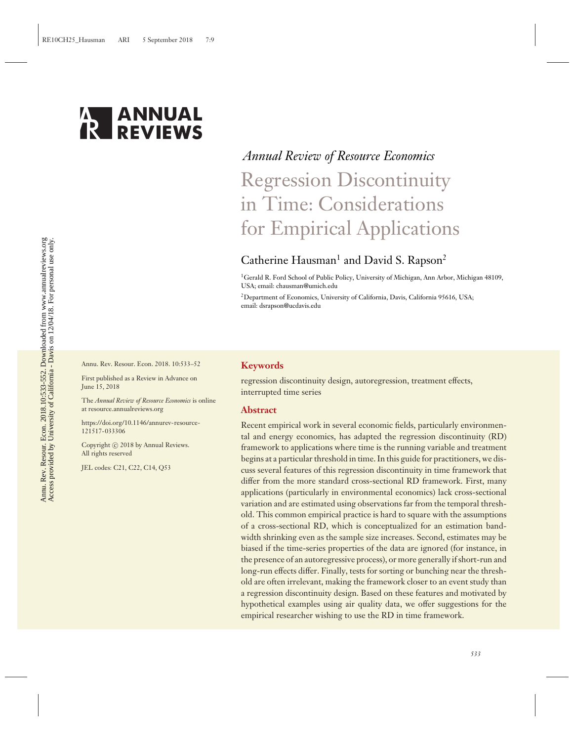# Annual Review of Resource Economics

# Regression Discontinuity in Time: Considerations for Empirical Applications

## Catherine Hausman[1] and David S. Rapson[2]

[1]Gerald R. Ford School of Public Policy, University of Michigan, Ann Arbor, Michigan 48109, USA; email: chausman@umich.edu

[2]Department of Economics, University of California, Davis, California 95616, USA; email: dsrapson@ucdavis.edu

Annu. Rev. Resour. Econ. 2018. 10:533–52

First published as a Review in Advance on June 15, 2018

The *Annual Review of Resource Economics* is online at resource.annualreviews.org

https://doi.org/10.1146/annurev-resource-121517-033306

Copyright © 2018 by Annual Reviews. All rights reserved

JEL codes: C21, C22, C14, Q53

### Keywords

regression discontinuity design, autoregression, treatment effects, interrupted time series

### Abstract

Recent empirical work in several economic fields, particularly environmental and energy economics, has adapted the regression discontinuity (RD) framework to applications where time is the running variable and treatment begins at a particular threshold in time. In this guide for practitioners, we discuss several features of this regression discontinuity in time framework that differ from the more standard cross-sectional RD framework. First, many applications (particularly in environmental economics) lack cross-sectional variation and are estimated using observations far from the temporal threshold. This common empirical practice is hard to square with the assumptions of a cross-sectional RD, which is conceptualized for an estimation bandwidth shrinking even as the sample size increases. Second, estimates may be biased if the time-series properties of the data are ignored (for instance, in the presence of an autoregressive process), or more generally if short-run and long-run effects differ. Finally, tests for sorting or bunching near the threshold are often irrelevant, making the framework closer to an event study than a regression discontinuity design. Based on these features and motivated by hypothetical examples using air quality data, we offer suggestions for the empirical researcher wishing to use the RD in time framework.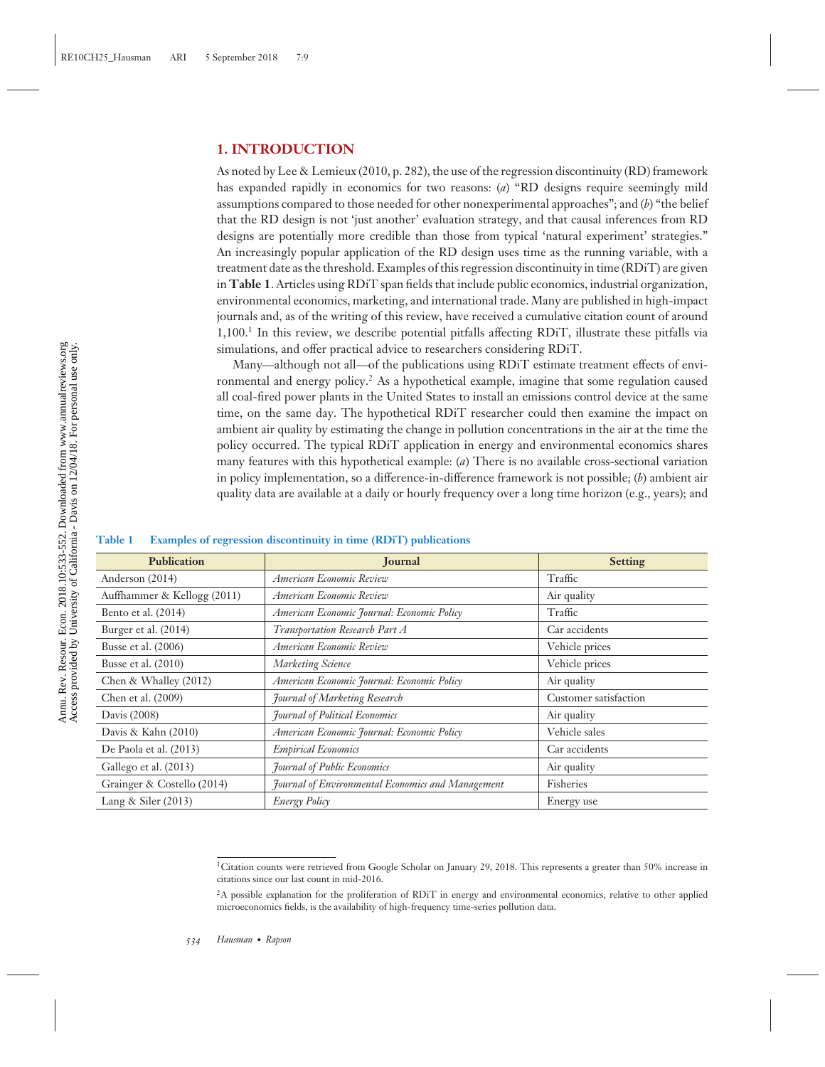## 1. INTRODUCTION

As noted by Lee & Lemieux (2010, p. 282), the use of the regression discontinuity (RD) framework has expanded rapidly in economics for two reasons: (*a*) "RD designs require seemingly mild assumptions compared to those needed for other nonexperimental approaches"; and (*b*) "the belief that the RD design is not 'just another' evaluation strategy, and that causal inferences from RD designs are potentially more credible than those from typical 'natural experiment' strategies." An increasingly popular application of the RD design uses time as the running variable, with a treatment date as the threshold. Examples of this regression discontinuity in time (RDiT) are given in **Table 1**. Articles using RDiT span fields that include public economics, industrial organization, environmental economics, marketing, and international trade. Many are published in high-impact journals and, as of the writing of this review, have received a cumulative citation count of around 1,100.[1] In this review, we describe potential pitfalls affecting RDiT, illustrate these pitfalls via simulations, and offer practical advice to researchers considering RDiT.

Many—although not all—of the publications using RDiT estimate treatment effects of environmental and energy policy.[2] As a hypothetical example, imagine that some regulation caused all coal-fired power plants in the United States to install an emissions control device at the same time, on the same day. The hypothetical RDiT researcher could then examine the impact on ambient air quality by estimating the change in pollution concentrations in the air at the time the policy occurred. The typical RDiT application in energy and environmental economics shares many features with this hypothetical example: (*a*) There is no available cross-sectional variation in policy implementation, so a difference-in-difference framework is not possible; (*b*) ambient air quality data are available at a daily or hourly frequency over a long time horizon (e.g., years); and

**Table 1 Examples of regression discontinuity in time (RDiT) publications**

| Publication | Journal | Setting |
|---|---|---|
| Anderson (2014) | *American Economic Review* | Traffic |
| Auffhammer & Kellogg (2011) | *American Economic Review* | Air quality |
| Bento et al. (2014) | *American Economic Journal: Economic Policy* | Traffic |
| Burger et al. (2014) | *Transportation Research Part A* | Car accidents |
| Busse et al. (2006) | *American Economic Review* | Vehicle prices |
| Busse et al. (2010) | *Marketing Science* | Vehicle prices |
| Chen & Whalley (2012) | *American Economic Journal: Economic Policy* | Air quality |
| Chen et al. (2009) | *Journal of Marketing Research* | Customer satisfaction |
| Davis (2008) | *Journal of Political Economics* | Air quality |
| Davis & Kahn (2010) | *American Economic Journal: Economic Policy* | Vehicle sales |
| De Paola et al. (2013) | *Empirical Economics* | Car accidents |
| Gallego et al. (2013) | *Journal of Public Economics* | Air quality |
| Grainger & Costello (2014) | *Journal of Environmental Economics and Management* | Fisheries |
| Lang & Siler (2013) | *Energy Policy* | Energy use |

[1]Citation counts were retrieved from Google Scholar on January 29, 2018. This represents a greater than 50% increase in citations since our last count in mid-2016.

[2]A possible explanation for the proliferation of RDiT in energy and environmental economics, relative to other applied microeconomics fields, is the availability of high-frequency time-series pollution data.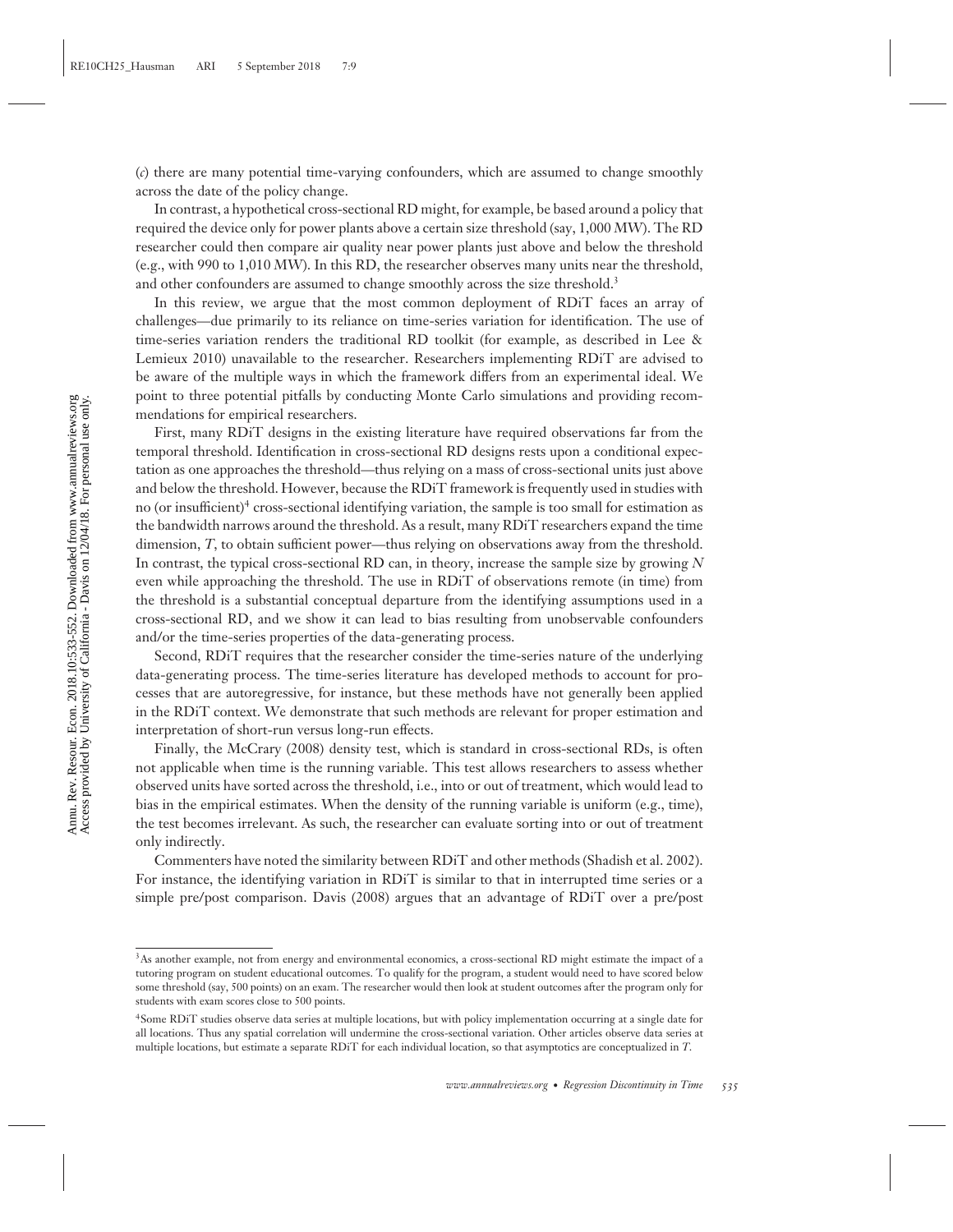(*c*) there are many potential time-varying confounders, which are assumed to change smoothly across the date of the policy change.

In contrast, a hypothetical cross-sectional RD might, for example, be based around a policy that required the device only for power plants above a certain size threshold (say, 1,000 MW). The RD researcher could then compare air quality near power plants just above and below the threshold (e.g., with 990 to 1,010 MW). In this RD, the researcher observes many units near the threshold, and other confounders are assumed to change smoothly across the size threshold.[3]

In this review, we argue that the most common deployment of RDiT faces an array of challenges—due primarily to its reliance on time-series variation for identification. The use of time-series variation renders the traditional RD toolkit (for example, as described in Lee & Lemieux 2010) unavailable to the researcher. Researchers implementing RDiT are advised to be aware of the multiple ways in which the framework differs from an experimental ideal. We point to three potential pitfalls by conducting Monte Carlo simulations and providing recommendations for empirical researchers.

First, many RDiT designs in the existing literature have required observations far from the temporal threshold. Identification in cross-sectional RD designs rests upon a conditional expectation as one approaches the threshold—thus relying on a mass of cross-sectional units just above and below the threshold. However, because the RDiT framework is frequently used in studies with no (or insufficient)[4] cross-sectional identifying variation, the sample is too small for estimation as the bandwidth narrows around the threshold. As a result, many RDiT researchers expand the time dimension, $T$, to obtain sufficient power—thus relying on observations away from the threshold. In contrast, the typical cross-sectional RD can, in theory, increase the sample size by growing $N$ even while approaching the threshold. The use in RDiT of observations remote (in time) from the threshold is a substantial conceptual departure from the identifying assumptions used in a cross-sectional RD, and we show it can lead to bias resulting from unobservable confounders and/or the time-series properties of the data-generating process.

Second, RDiT requires that the researcher consider the time-series nature of the underlying data-generating process. The time-series literature has developed methods to account for processes that are autoregressive, for instance, but these methods have not generally been applied in the RDiT context. We demonstrate that such methods are relevant for proper estimation and interpretation of short-run versus long-run effects.

Finally, the McCrary (2008) density test, which is standard in cross-sectional RDs, is often not applicable when time is the running variable. This test allows researchers to assess whether observed units have sorted across the threshold, i.e., into or out of treatment, which would lead to bias in the empirical estimates. When the density of the running variable is uniform (e.g., time), the test becomes irrelevant. As such, the researcher can evaluate sorting into or out of treatment only indirectly.

Commenters have noted the similarity between RDiT and other methods (Shadish et al. 2002). For instance, the identifying variation in RDiT is similar to that in interrupted time series or a simple pre/post comparison. Davis (2008) argues that an advantage of RDiT over a pre/post

---

[3] As another example, not from energy and environmental economics, a cross-sectional RD might estimate the impact of a tutoring program on student educational outcomes. To qualify for the program, a student would need to have scored below some threshold (say, 500 points) on an exam. The researcher would then look at student outcomes after the program only for students with exam scores close to 500 points.

[4] Some RDiT studies observe data series at multiple locations, but with policy implementation occurring at a single date for all locations. Thus any spatial correlation will undermine the cross-sectional variation. Other articles observe data series at multiple locations, but estimate a separate RDiT for each individual location, so that asymptotics are conceptualized in $T$.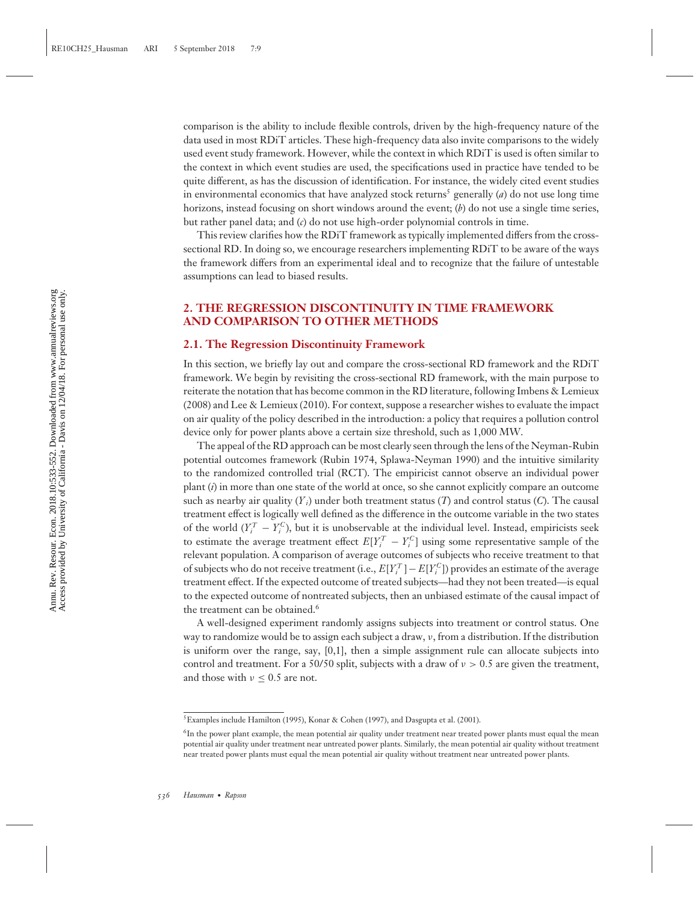comparison is the ability to include flexible controls, driven by the high-frequency nature of the data used in most RDiT articles. These high-frequency data also invite comparisons to the widely used event study framework. However, while the context in which RDiT is used is often similar to the context in which event studies are used, the specifications used in practice have tended to be quite different, as has the discussion of identification. For instance, the widely cited event studies in environmental economics that have analyzed stock returns[5] generally (*a*) do not use long time horizons, instead focusing on short windows around the event; (*b*) do not use a single time series, but rather panel data; and (*c*) do not use high-order polynomial controls in time.

This review clarifies how the RDiT framework as typically implemented differs from the cross-sectional RD. In doing so, we encourage researchers implementing RDiT to be aware of the ways the framework differs from an experimental ideal and to recognize that the failure of untestable assumptions can lead to biased results.

## 2. THE REGRESSION DISCONTINUITY IN TIME FRAMEWORK AND COMPARISON TO OTHER METHODS

### 2.1. The Regression Discontinuity Framework

In this section, we briefly lay out and compare the cross-sectional RD framework and the RDiT framework. We begin by revisiting the cross-sectional RD framework, with the main purpose to reiterate the notation that has become common in the RD literature, following Imbens & Lemieux (2008) and Lee & Lemieux (2010). For context, suppose a researcher wishes to evaluate the impact on air quality of the policy described in the introduction: a policy that requires a pollution control device only for power plants above a certain size threshold, such as 1,000 MW.

The appeal of the RD approach can be most clearly seen through the lens of the Neyman-Rubin potential outcomes framework (Rubin 1974, Splawa-Neyman 1990) and the intuitive similarity to the randomized controlled trial (RCT). The empiricist cannot observe an individual power plant ($i$) in more than one state of the world at once, so she cannot explicitly compare an outcome such as nearby air quality ($Y_i$) under both treatment status ($T$) and control status ($C$). The causal treatment effect is logically well defined as the difference in the outcome variable in the two states of the world ($Y_i^T - Y_i^C$), but it is unobservable at the individual level. Instead, empiricists seek to estimate the average treatment effect $E[Y_i^T - Y_i^C]$ using some representative sample of the relevant population. A comparison of average outcomes of subjects who receive treatment to that of subjects who do not receive treatment (i.e., $E[Y_i^T] - E[Y_i^C]$) provides an estimate of the average treatment effect. If the expected outcome of treated subjects—had they not been treated—is equal to the expected outcome of nontreated subjects, then an unbiased estimate of the causal impact of the treatment can be obtained.[6]

A well-designed experiment randomly assigns subjects into treatment or control status. One way to randomize would be to assign each subject a draw, $v$, from a distribution. If the distribution is uniform over the range, say, [0,1], then a simple assignment rule can allocate subjects into control and treatment. For a 50/50 split, subjects with a draw of $v > 0.5$ are given the treatment, and those with $v \leq 0.5$ are not.

---

[5]Examples include Hamilton (1995), Konar & Cohen (1997), and Dasgupta et al. (2001).

[6]In the power plant example, the mean potential air quality under treatment near treated power plants must equal the mean potential air quality under treatment near untreated power plants. Similarly, the mean potential air quality without treatment near treated power plants must equal the mean potential air quality without treatment near untreated power plants.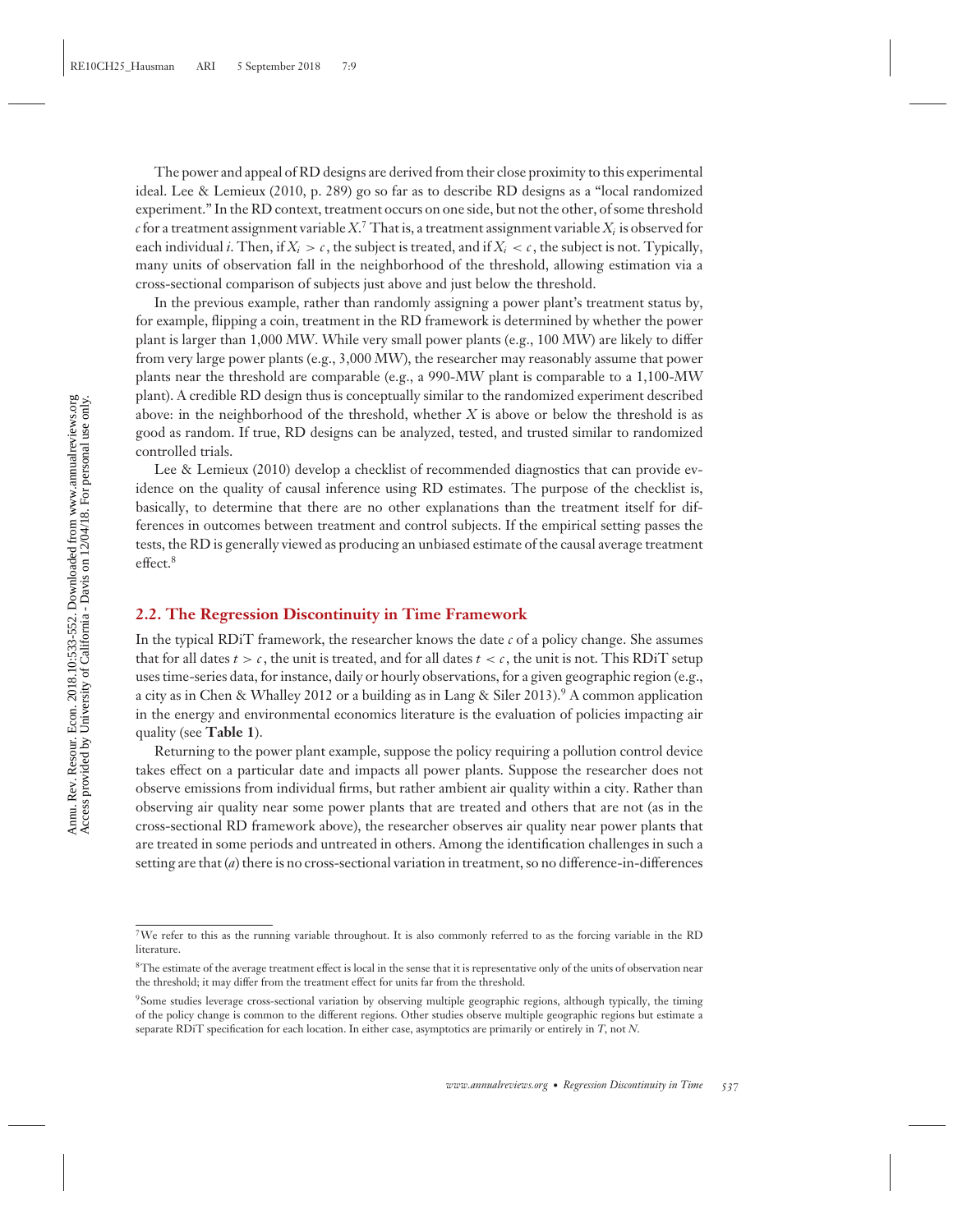The power and appeal of RD designs are derived from their close proximity to this experimental ideal. Lee & Lemieux (2010, p. 289) go so far as to describe RD designs as a "local randomized experiment." In the RD context, treatment occurs on one side, but not the other, of some threshold $c$ for a treatment assignment variable $X$.[7] That is, a treatment assignment variable $X_i$ is observed for each individual $i$. Then, if $X_i > c$, the subject is treated, and if $X_i < c$, the subject is not. Typically, many units of observation fall in the neighborhood of the threshold, allowing estimation via a cross-sectional comparison of subjects just above and just below the threshold.

In the previous example, rather than randomly assigning a power plant's treatment status by, for example, flipping a coin, treatment in the RD framework is determined by whether the power plant is larger than 1,000 MW. While very small power plants (e.g., 100 MW) are likely to differ from very large power plants (e.g., 3,000 MW), the researcher may reasonably assume that power plants near the threshold are comparable (e.g., a 990-MW plant is comparable to a 1,100-MW plant). A credible RD design thus is conceptually similar to the randomized experiment described above: in the neighborhood of the threshold, whether $X$ is above or below the threshold is as good as random. If true, RD designs can be analyzed, tested, and trusted similar to randomized controlled trials.

Lee & Lemieux (2010) develop a checklist of recommended diagnostics that can provide evidence on the quality of causal inference using RD estimates. The purpose of the checklist is, basically, to determine that there are no other explanations than the treatment itself for differences in outcomes between treatment and control subjects. If the empirical setting passes the tests, the RD is generally viewed as producing an unbiased estimate of the causal average treatment effect.[8]

### 2.2. The Regression Discontinuity in Time Framework

In the typical RDiT framework, the researcher knows the date $c$ of a policy change. She assumes that for all dates $t > c$, the unit is treated, and for all dates $t < c$, the unit is not. This RDiT setup uses time-series data, for instance, daily or hourly observations, for a given geographic region (e.g., a city as in Chen & Whalley 2012 or a building as in Lang & Siler 2013).[9] A common application in the energy and environmental economics literature is the evaluation of policies impacting air quality (see **Table 1**).

Returning to the power plant example, suppose the policy requiring a pollution control device takes effect on a particular date and impacts all power plants. Suppose the researcher does not observe emissions from individual firms, but rather ambient air quality within a city. Rather than observing air quality near some power plants that are treated and others that are not (as in the cross-sectional RD framework above), the researcher observes air quality near power plants that are treated in some periods and untreated in others. Among the identification challenges in such a setting are that (*a*) there is no cross-sectional variation in treatment, so no difference-in-differences

---

[7] We refer to this as the running variable throughout. It is also commonly referred to as the forcing variable in the RD literature.

[8] The estimate of the average treatment effect is local in the sense that it is representative only of the units of observation near the threshold; it may differ from the treatment effect for units far from the threshold.

[9] Some studies leverage cross-sectional variation by observing multiple geographic regions, although typically, the timing of the policy change is common to the different regions. Other studies observe multiple geographic regions but estimate a separate RDiT specification for each location. In either case, asymptotics are primarily or entirely in $T$, not $N$.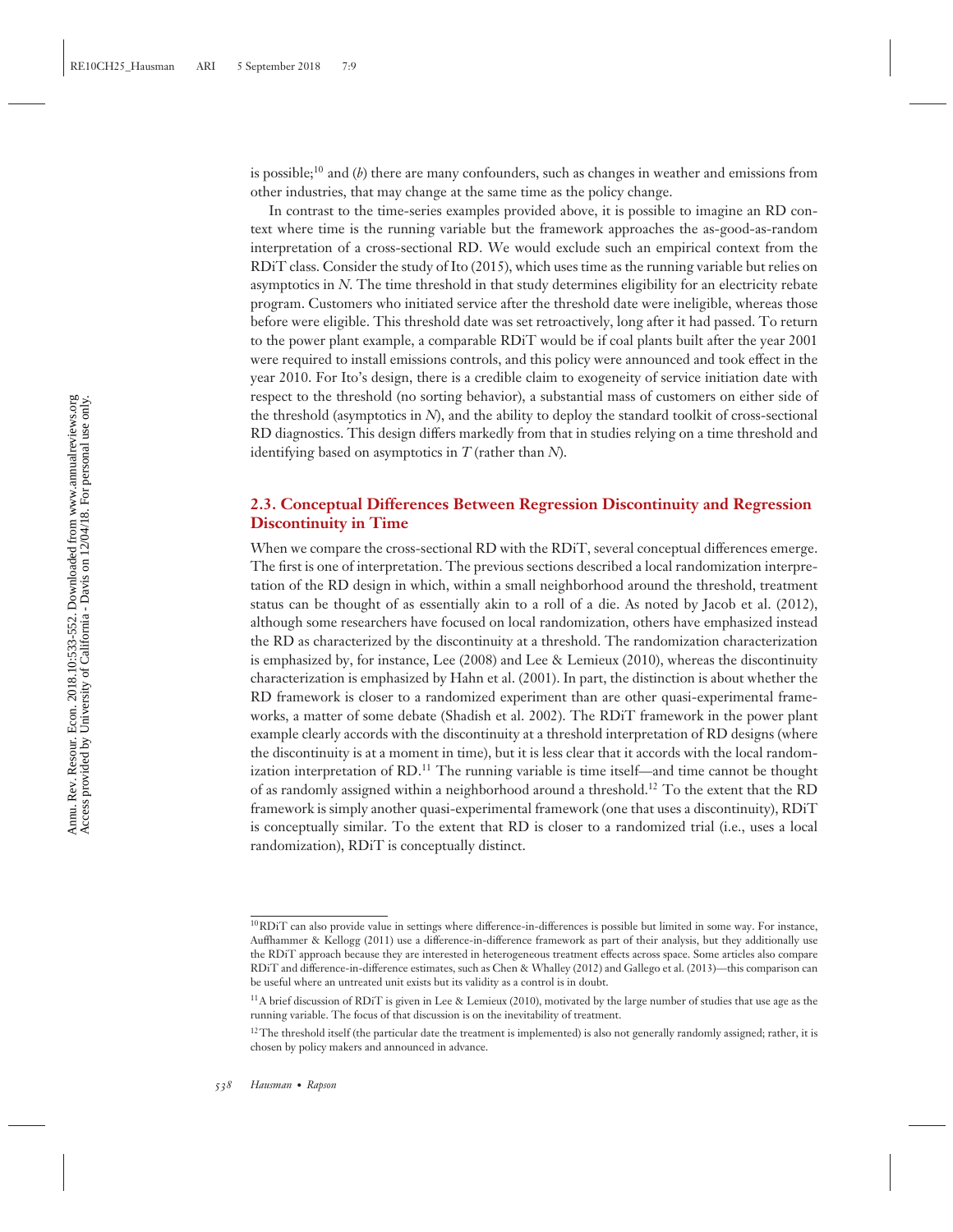is possible;[10] and (*b*) there are many confounders, such as changes in weather and emissions from other industries, that may change at the same time as the policy change.

In contrast to the time-series examples provided above, it is possible to imagine an RD context where time is the running variable but the framework approaches the as-good-as-random interpretation of a cross-sectional RD. We would exclude such an empirical context from the RDiT class. Consider the study of Ito (2015), which uses time as the running variable but relies on asymptotics in $N$. The time threshold in that study determines eligibility for an electricity rebate program. Customers who initiated service after the threshold date were ineligible, whereas those before were eligible. This threshold date was set retroactively, long after it had passed. To return to the power plant example, a comparable RDiT would be if coal plants built after the year 2001 were required to install emissions controls, and this policy were announced and took effect in the year 2010. For Ito's design, there is a credible claim to exogeneity of service initiation date with respect to the threshold (no sorting behavior), a substantial mass of customers on either side of the threshold (asymptotics in $N$), and the ability to deploy the standard toolkit of cross-sectional RD diagnostics. This design differs markedly from that in studies relying on a time threshold and identifying based on asymptotics in $T$ (rather than $N$).

### 2.3. Conceptual Differences Between Regression Discontinuity and Regression Discontinuity in Time

When we compare the cross-sectional RD with the RDiT, several conceptual differences emerge. The first is one of interpretation. The previous sections described a local randomization interpretation of the RD design in which, within a small neighborhood around the threshold, treatment status can be thought of as essentially akin to a roll of a die. As noted by Jacob et al. (2012), although some researchers have focused on local randomization, others have emphasized instead the RD as characterized by the discontinuity at a threshold. The randomization characterization is emphasized by, for instance, Lee (2008) and Lee & Lemieux (2010), whereas the discontinuity characterization is emphasized by Hahn et al. (2001). In part, the distinction is about whether the RD framework is closer to a randomized experiment than are other quasi-experimental frameworks, a matter of some debate (Shadish et al. 2002). The RDiT framework in the power plant example clearly accords with the discontinuity at a threshold interpretation of RD designs (where the discontinuity is at a moment in time), but it is less clear that it accords with the local randomization interpretation of RD.[11] The running variable is time itself—and time cannot be thought of as randomly assigned within a neighborhood around a threshold.[12] To the extent that the RD framework is simply another quasi-experimental framework (one that uses a discontinuity), RDiT is conceptually similar. To the extent that RD is closer to a randomized trial (i.e., uses a local randomization), RDiT is conceptually distinct.

---

[10] RDiT can also provide value in settings where difference-in-differences is possible but limited in some way. For instance, Auffhammer & Kellogg (2011) use a difference-in-difference framework as part of their analysis, but they additionally use the RDiT approach because they are interested in heterogeneous treatment effects across space. Some articles also compare RDiT and difference-in-difference estimates, such as Chen & Whalley (2012) and Gallego et al. (2013)—this comparison can be useful where an untreated unit exists but its validity as a control is in doubt.

[11] A brief discussion of RDiT is given in Lee & Lemieux (2010), motivated by the large number of studies that use age as the running variable. The focus of that discussion is on the inevitability of treatment.

[12] The threshold itself (the particular date the treatment is implemented) is also not generally randomly assigned; rather, it is chosen by policy makers and announced in advance.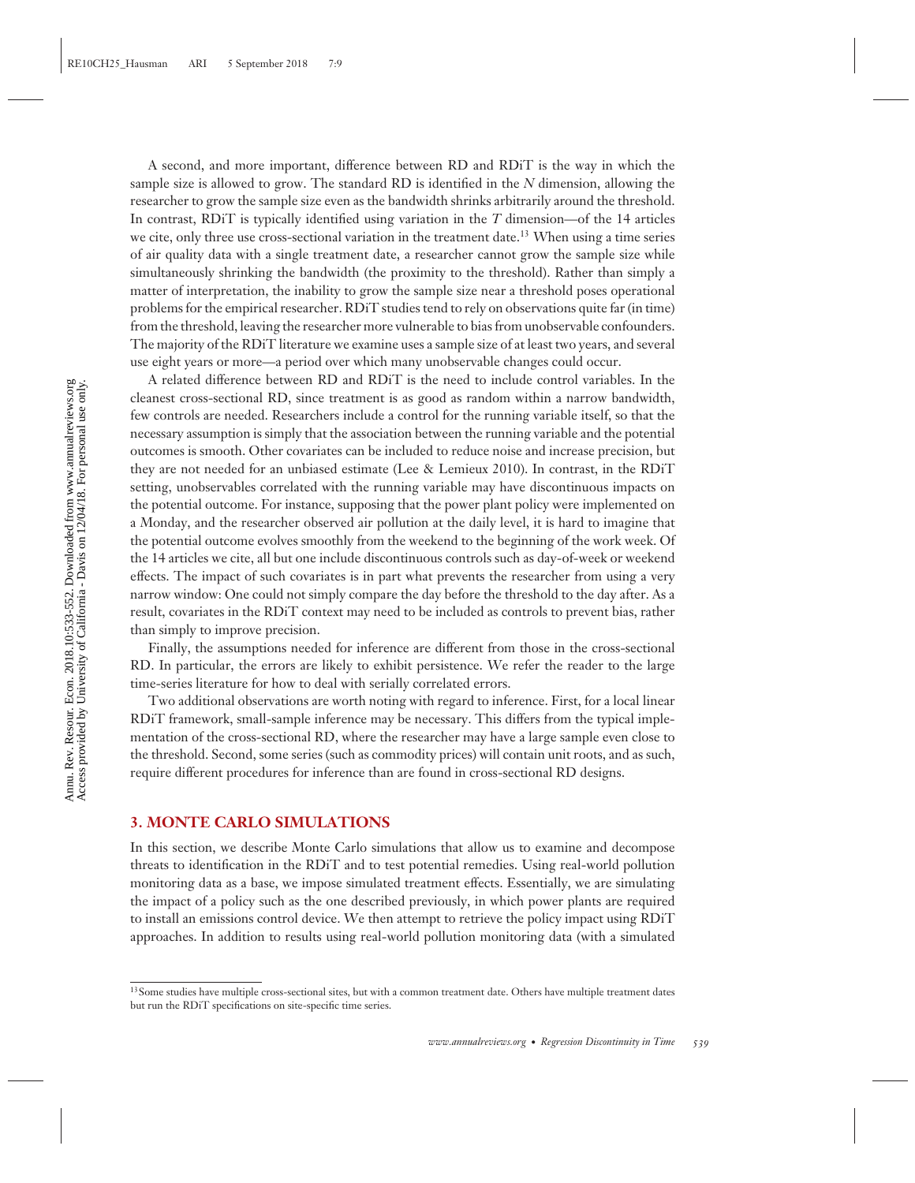A second, and more important, difference between RD and RDiT is the way in which the sample size is allowed to grow. The standard RD is identified in the *N* dimension, allowing the researcher to grow the sample size even as the bandwidth shrinks arbitrarily around the threshold. In contrast, RDiT is typically identified using variation in the *T* dimension—of the 14 articles we cite, only three use cross-sectional variation in the treatment date.[13] When using a time series of air quality data with a single treatment date, a researcher cannot grow the sample size while simultaneously shrinking the bandwidth (the proximity to the threshold). Rather than simply a matter of interpretation, the inability to grow the sample size near a threshold poses operational problems for the empirical researcher. RDiT studies tend to rely on observations quite far (in time) from the threshold, leaving the researcher more vulnerable to bias from unobservable confounders. The majority of the RDiT literature we examine uses a sample size of at least two years, and several use eight years or more—a period over which many unobservable changes could occur.

A related difference between RD and RDiT is the need to include control variables. In the cleanest cross-sectional RD, since treatment is as good as random within a narrow bandwidth, few controls are needed. Researchers include a control for the running variable itself, so that the necessary assumption is simply that the association between the running variable and the potential outcomes is smooth. Other covariates can be included to reduce noise and increase precision, but they are not needed for an unbiased estimate (Lee & Lemieux 2010). In contrast, in the RDiT setting, unobservables correlated with the running variable may have discontinuous impacts on the potential outcome. For instance, supposing that the power plant policy were implemented on a Monday, and the researcher observed air pollution at the daily level, it is hard to imagine that the potential outcome evolves smoothly from the weekend to the beginning of the work week. Of the 14 articles we cite, all but one include discontinuous controls such as day-of-week or weekend effects. The impact of such covariates is in part what prevents the researcher from using a very narrow window: One could not simply compare the day before the threshold to the day after. As a result, covariates in the RDiT context may need to be included as controls to prevent bias, rather than simply to improve precision.

Finally, the assumptions needed for inference are different from those in the cross-sectional RD. In particular, the errors are likely to exhibit persistence. We refer the reader to the large time-series literature for how to deal with serially correlated errors.

Two additional observations are worth noting with regard to inference. First, for a local linear RDiT framework, small-sample inference may be necessary. This differs from the typical implementation of the cross-sectional RD, where the researcher may have a large sample even close to the threshold. Second, some series (such as commodity prices) will contain unit roots, and as such, require different procedures for inference than are found in cross-sectional RD designs.

## 3. MONTE CARLO SIMULATIONS

In this section, we describe Monte Carlo simulations that allow us to examine and decompose threats to identification in the RDiT and to test potential remedies. Using real-world pollution monitoring data as a base, we impose simulated treatment effects. Essentially, we are simulating the impact of a policy such as the one described previously, in which power plants are required to install an emissions control device. We then attempt to retrieve the policy impact using RDiT approaches. In addition to results using real-world pollution monitoring data (with a simulated

[13] Some studies have multiple cross-sectional sites, but with a common treatment date. Others have multiple treatment dates but run the RDiT specifications on site-specific time series.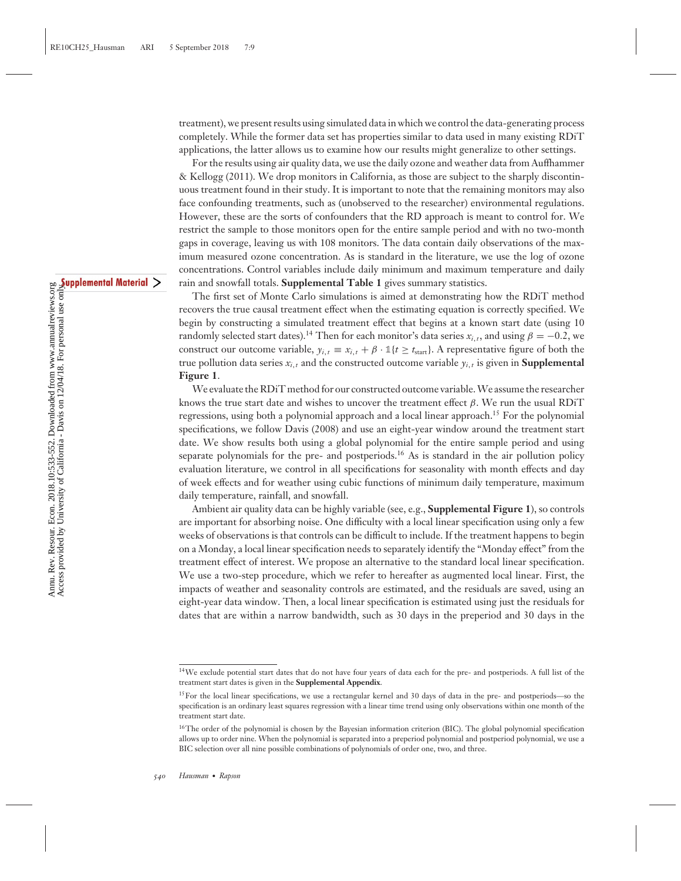treatment), we present results using simulated data in which we control the data-generating process completely. While the former data set has properties similar to data used in many existing RDiT applications, the latter allows us to examine how our results might generalize to other settings.

For the results using air quality data, we use the daily ozone and weather data from Auffhammer & Kellogg (2011). We drop monitors in California, as those are subject to the sharply discontinuous treatment found in their study. It is important to note that the remaining monitors may also face confounding treatments, such as (unobserved to the researcher) environmental regulations. However, these are the sorts of confounders that the RD approach is meant to control for. We restrict the sample to those monitors open for the entire sample period and with no two-month gaps in coverage, leaving us with 108 monitors. The data contain daily observations of the maximum measured ozone concentration. As is standard in the literature, we use the log of ozone concentrations. Control variables include daily minimum and maximum temperature and daily rain and snowfall totals. **Supplemental Table 1** gives summary statistics.

The first set of Monte Carlo simulations is aimed at demonstrating how the RDiT method recovers the true causal treatment effect when the estimating equation is correctly specified. We begin by constructing a simulated treatment effect that begins at a known start date (using 10 randomly selected start dates).[14] Then for each monitor's data series $x_{i,t}$, and using $\beta = -0.2$, we construct our outcome variable, $y_{i,t} \equiv x_{i,t} + \beta \cdot \mathbb{1}\{t \geq t_{\text{start}}\}$. A representative figure of both the true pollution data series $x_{i,t}$ and the constructed outcome variable $y_{i,t}$ is given in **Supplemental Figure 1**.

We evaluate the RDiT method for our constructed outcome variable. We assume the researcher knows the true start date and wishes to uncover the treatment effect $\beta$. We run the usual RDiT regressions, using both a polynomial approach and a local linear approach.[15] For the polynomial specifications, we follow Davis (2008) and use an eight-year window around the treatment start date. We show results both using a global polynomial for the entire sample period and using separate polynomials for the pre- and postperiods.[16] As is standard in the air pollution policy evaluation literature, we control in all specifications for seasonality with month effects and day of week effects and for weather using cubic functions of minimum daily temperature, maximum daily temperature, rainfall, and snowfall.

Ambient air quality data can be highly variable (see, e.g., **Supplemental Figure 1**), so controls are important for absorbing noise. One difficulty with a local linear specification using only a few weeks of observations is that controls can be difficult to include. If the treatment happens to begin on a Monday, a local linear specification needs to separately identify the "Monday effect" from the treatment effect of interest. We propose an alternative to the standard local linear specification. We use a two-step procedure, which we refer to hereafter as augmented local linear. First, the impacts of weather and seasonality controls are estimated, and the residuals are saved, using an eight-year data window. Then, a local linear specification is estimated using just the residuals for dates that are within a narrow bandwidth, such as 30 days in the preperiod and 30 days in the

---

[14] We exclude potential start dates that do not have four years of data each for the pre- and postperiods. A full list of the treatment start dates is given in the **Supplemental Appendix**.

[15] For the local linear specifications, we use a rectangular kernel and 30 days of data in the pre- and postperiods—so the specification is an ordinary least squares regression with a linear time trend using only observations within one month of the treatment start date.

[16] The order of the polynomial is chosen by the Bayesian information criterion (BIC). The global polynomial specification allows up to order nine. When the polynomial is separated into a preperiod polynomial and postperiod polynomial, we use a BIC selection over all nine possible combinations of polynomials of order one, two, and three.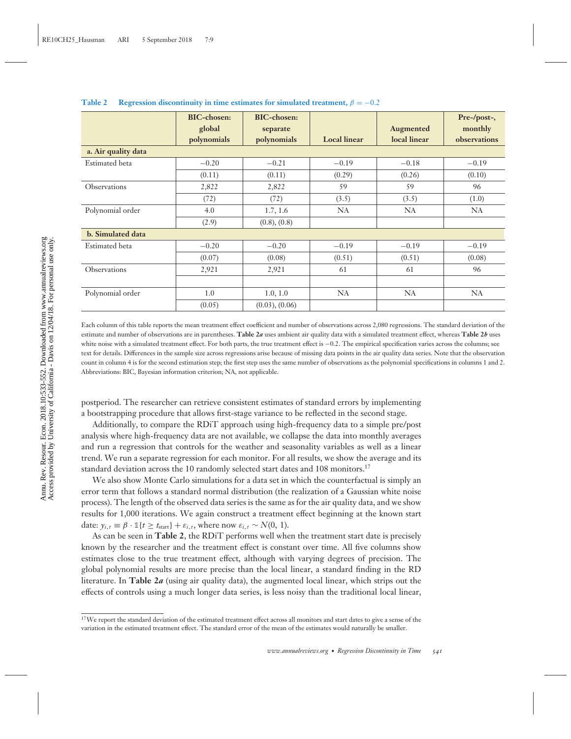**Table 2** Regression discontinuity in time estimates for simulated treatment, $\beta = -0.2$

| | BIC-chosen: global polynomials | BIC-chosen: separate polynomials | Local linear | Augmented local linear | Pre-/post-, monthly observations |
|---|---|---|---|---|---|
| **a. Air quality data** | | | | | |
| Estimated beta | −0.20 | −0.21 | −0.19 | −0.18 | −0.19 |
| | (0.11) | (0.11) | (0.29) | (0.26) | (0.10) |
| Observations | 2,822 | 2,822 | 59 | 59 | 96 |
| | (72) | (72) | (3.5) | (3.5) | (1.0) |
| Polynomial order | 4.0 | 1.7, 1.6 | NA | NA | NA |
| | (2.9) | (0.8), (0.8) | | | |
| **b. Simulated data** | | | | | |
| Estimated beta | −0.20 | −0.20 | −0.19 | −0.19 | −0.19 |
| | (0.07) | (0.08) | (0.51) | (0.51) | (0.08) |
| Observations | 2,921 | 2,921 | 61 | 61 | 96 |
| | | | | | |
| Polynomial order | 1.0 | 1.0, 1.0 | NA | NA | NA |
| | (0.05) | (0.03), (0.06) | | | |

Each column of this table reports the mean treatment effect coefficient and number of observations across 2,080 regressions. The standard deviation of the estimate and number of observations are in parentheses. **Table 2*a*** uses ambient air quality data with a simulated treatment effect, whereas **Table 2*b*** uses white noise with a simulated treatment effect. For both parts, the true treatment effect is −0.2. The empirical specification varies across the columns; see text for details. Differences in the sample size across regressions arise because of missing data points in the air quality data series. Note that the observation count in column 4 is for the second estimation step; the first step uses the same number of observations as the polynomial specifications in columns 1 and 2. Abbreviations: BIC, Bayesian information criterion; NA, not applicable.

postperiod. The researcher can retrieve consistent estimates of standard errors by implementing a bootstrapping procedure that allows first-stage variance to be reflected in the second stage.

Additionally, to compare the RDiT approach using high-frequency data to a simple pre/post analysis where high-frequency data are not available, we collapse the data into monthly averages and run a regression that controls for the weather and seasonality variables as well as a linear trend. We run a separate regression for each monitor. For all results, we show the average and its standard deviation across the 10 randomly selected start dates and 108 monitors.[17]

We also show Monte Carlo simulations for a data set in which the counterfactual is simply an error term that follows a standard normal distribution (the realization of a Gaussian white noise process). The length of the observed data series is the same as for the air quality data, and we show results for 1,000 iterations. We again construct a treatment effect beginning at the known start date: $y_{i,t} \equiv \beta \cdot \mathbb{1}\{t \geq t_{\text{start}}\} + \varepsilon_{i,t}$, where now $\varepsilon_{i,t} \sim N(0, 1)$.

As can be seen in **Table 2**, the RDiT performs well when the treatment start date is precisely known by the researcher and the treatment effect is constant over time. All five columns show estimates close to the true treatment effect, although with varying degrees of precision. The global polynomial results are more precise than the local linear, a standard finding in the RD literature. In **Table 2*a*** (using air quality data), the augmented local linear, which strips out the effects of controls using a much longer data series, is less noisy than the traditional local linear,

[17] We report the standard deviation of the estimated treatment effect across all monitors and start dates to give a sense of the variation in the estimated treatment effect. The standard error of the mean of the estimates would naturally be smaller.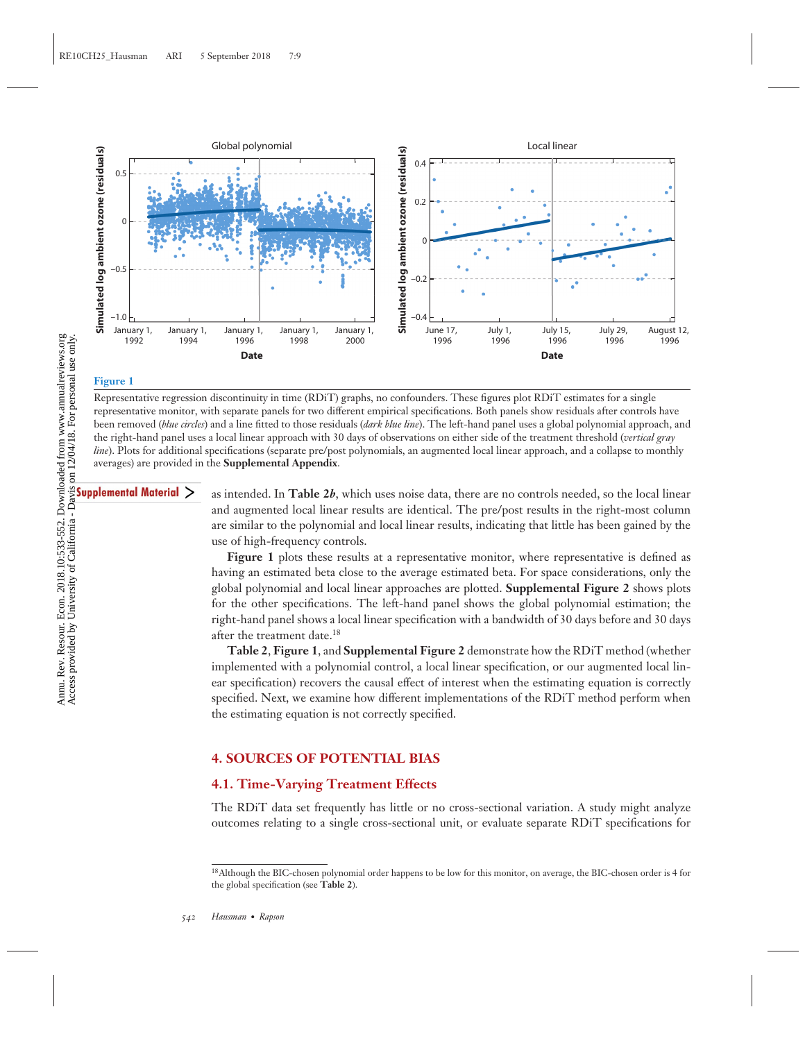**Figure 1**

Representative regression discontinuity in time (RDiT) graphs, no confounders. These figures plot RDiT estimates for a single representative monitor, with separate panels for two different empirical specifications. Both panels show residuals after controls have been removed (*blue circles*) and a line fitted to those residuals (*dark blue line*). The left-hand panel uses a global polynomial approach, and the right-hand panel uses a local linear approach with 30 days of observations on either side of the treatment threshold (*vertical gray line*). Plots for additional specifications (separate pre/post polynomials, an augmented local linear approach, and a collapse to monthly averages) are provided in the **Supplemental Appendix**.

as intended. In **Table 2*b***, which uses noise data, there are no controls needed, so the local linear and augmented local linear results are identical. The pre/post results in the right-most column are similar to the polynomial and local linear results, indicating that little has been gained by the use of high-frequency controls.

**Figure 1** plots these results at a representative monitor, where representative is defined as having an estimated beta close to the average estimated beta. For space considerations, only the global polynomial and local linear approaches are plotted. **Supplemental Figure 2** shows plots for the other specifications. The left-hand panel shows the global polynomial estimation; the right-hand panel shows a local linear specification with a bandwidth of 30 days before and 30 days after the treatment date.[18]

**Table 2**, **Figure 1**, and **Supplemental Figure 2** demonstrate how the RDiT method (whether implemented with a polynomial control, a local linear specification, or our augmented local linear specification) recovers the causal effect of interest when the estimating equation is correctly specified. Next, we examine how different implementations of the RDiT method perform when the estimating equation is not correctly specified.

## 4. SOURCES OF POTENTIAL BIAS

### 4.1. Time-Varying Treatment Effects

The RDiT data set frequently has little or no cross-sectional variation. A study might analyze outcomes relating to a single cross-sectional unit, or evaluate separate RDiT specifications for

[18] Although the BIC-chosen polynomial order happens to be low for this monitor, on average, the BIC-chosen order is 4 for the global specification (see **Table 2**).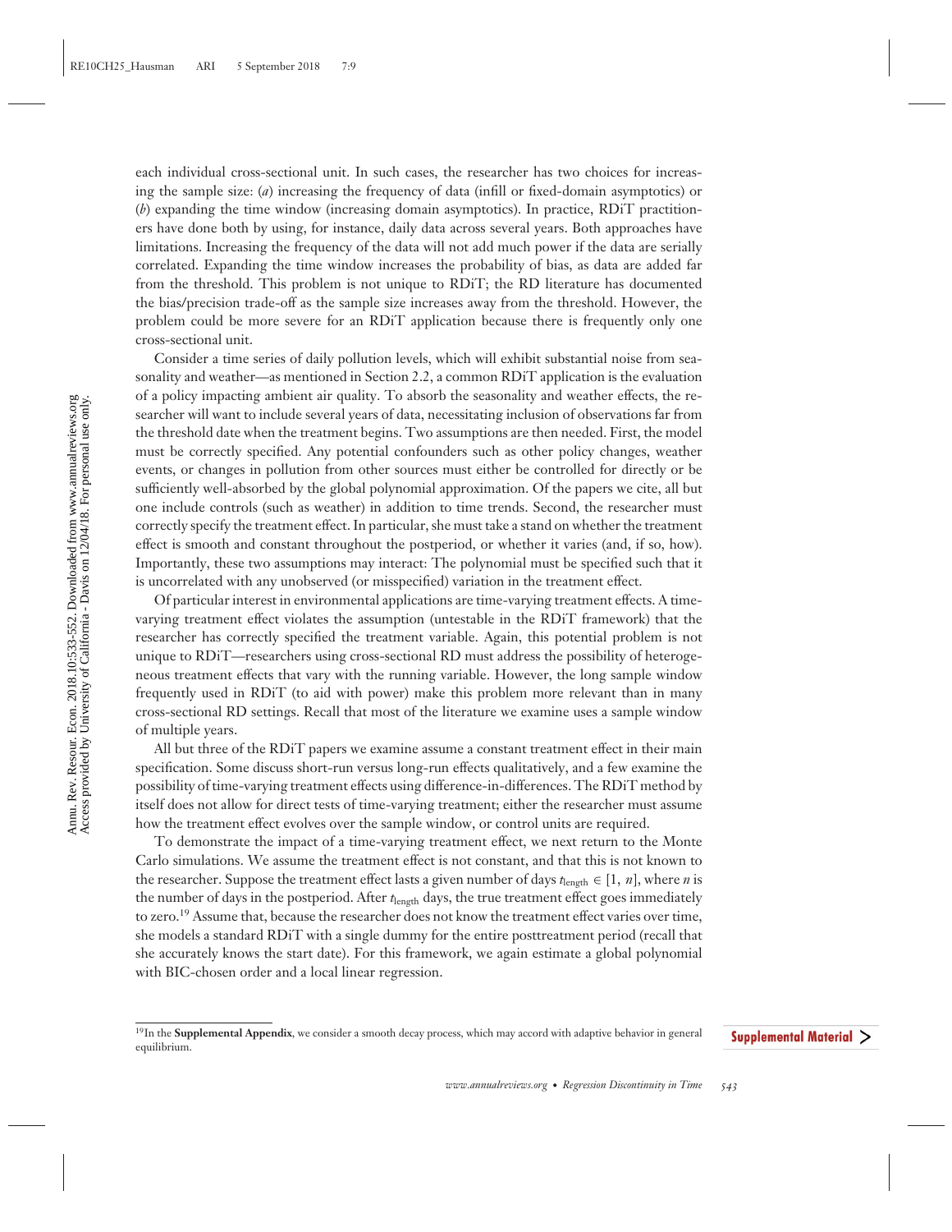each individual cross-sectional unit. In such cases, the researcher has two choices for increasing the sample size: (*a*) increasing the frequency of data (infill or fixed-domain asymptotics) or (*b*) expanding the time window (increasing domain asymptotics). In practice, RDiT practitioners have done both by using, for instance, daily data across several years. Both approaches have limitations. Increasing the frequency of the data will not add much power if the data are serially correlated. Expanding the time window increases the probability of bias, as data are added far from the threshold. This problem is not unique to RDiT; the RD literature has documented the bias/precision trade-off as the sample size increases away from the threshold. However, the problem could be more severe for an RDiT application because there is frequently only one cross-sectional unit.

Consider a time series of daily pollution levels, which will exhibit substantial noise from seasonality and weather—as mentioned in Section 2.2, a common RDiT application is the evaluation of a policy impacting ambient air quality. To absorb the seasonality and weather effects, the researcher will want to include several years of data, necessitating inclusion of observations far from the threshold date when the treatment begins. Two assumptions are then needed. First, the model must be correctly specified. Any potential confounders such as other policy changes, weather events, or changes in pollution from other sources must either be controlled for directly or be sufficiently well-absorbed by the global polynomial approximation. Of the papers we cite, all but one include controls (such as weather) in addition to time trends. Second, the researcher must correctly specify the treatment effect. In particular, she must take a stand on whether the treatment effect is smooth and constant throughout the postperiod, or whether it varies (and, if so, how). Importantly, these two assumptions may interact: The polynomial must be specified such that it is uncorrelated with any unobserved (or misspecified) variation in the treatment effect.

Of particular interest in environmental applications are time-varying treatment effects. A time-varying treatment effect violates the assumption (untestable in the RDiT framework) that the researcher has correctly specified the treatment variable. Again, this potential problem is not unique to RDiT—researchers using cross-sectional RD must address the possibility of heterogeneous treatment effects that vary with the running variable. However, the long sample window frequently used in RDiT (to aid with power) make this problem more relevant than in many cross-sectional RD settings. Recall that most of the literature we examine uses a sample window of multiple years.

All but three of the RDiT papers we examine assume a constant treatment effect in their main specification. Some discuss short-run versus long-run effects qualitatively, and a few examine the possibility of time-varying treatment effects using difference-in-differences. The RDiT method by itself does not allow for direct tests of time-varying treatment; either the researcher must assume how the treatment effect evolves over the sample window, or control units are required.

To demonstrate the impact of a time-varying treatment effect, we next return to the Monte Carlo simulations. We assume the treatment effect is not constant, and that this is not known to the researcher. Suppose the treatment effect lasts a given number of days $t_{\text{length}} \in [1, n]$, where $n$ is the number of days in the postperiod. After $t_{\text{length}}$ days, the true treatment effect goes immediately to zero.[19] Assume that, because the researcher does not know the treatment effect varies over time, she models a standard RDiT with a single dummy for the entire posttreatment period (recall that she accurately knows the start date). For this framework, we again estimate a global polynomial with BIC-chosen order and a local linear regression.

[19] In the **Supplemental Appendix**, we consider a smooth decay process, which may accord with adaptive behavior in general equilibrium.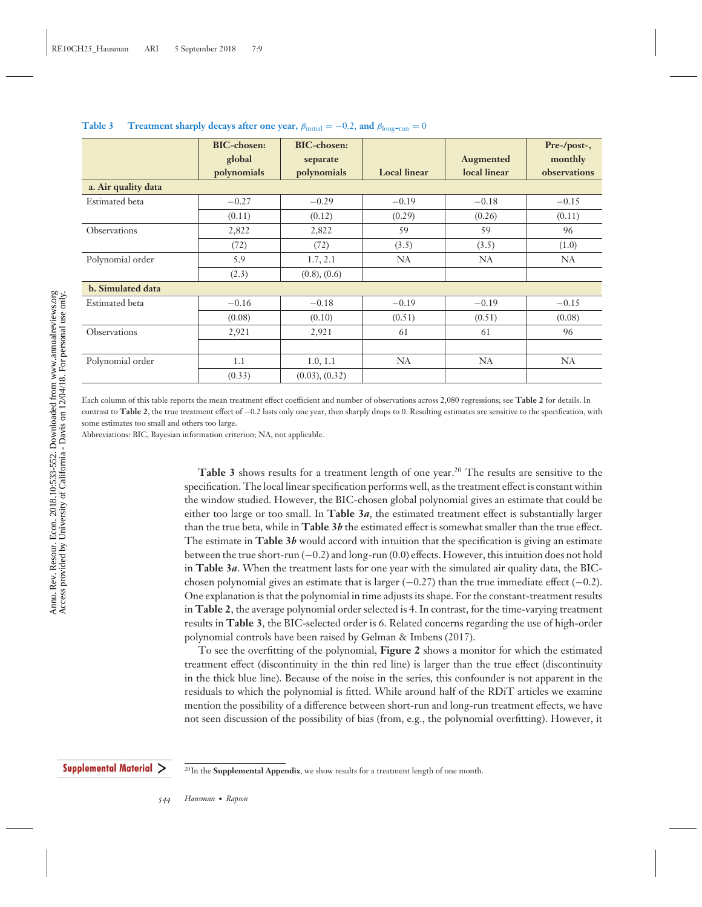**Table 3** **Treatment sharply decays after one year, $\beta_{\text{initial}} = -0.2$, and $\beta_{\text{long-run}} = 0$**

| | BIC-chosen: global polynomials | BIC-chosen: separate polynomials | Local linear | Augmented local linear | Pre-/post-, monthly observations |
|---|---|---|---|---|---|
| **a. Air quality data** | | | | | |
| Estimated beta | −0.27 | −0.29 | −0.19 | −0.18 | −0.15 |
| | (0.11) | (0.12) | (0.29) | (0.26) | (0.11) |
| Observations | 2,822 | 2,822 | 59 | 59 | 96 |
| | (72) | (72) | (3.5) | (3.5) | (1.0) |
| Polynomial order | 5.9 | 1.7, 2.1 | NA | NA | NA |
| | (2.3) | (0.8), (0.6) | | | |
| **b. Simulated data** | | | | | |
| Estimated beta | −0.16 | −0.18 | −0.19 | −0.19 | −0.15 |
| | (0.08) | (0.10) | (0.51) | (0.51) | (0.08) |
| Observations | 2,921 | 2,921 | 61 | 61 | 96 |
| | | | | | |
| Polynomial order | 1.1 | 1.0, 1.1 | NA | NA | NA |
| | (0.33) | (0.03), (0.32) | | | |

Each column of this table reports the mean treatment effect coefficient and number of observations across 2,080 regressions; see **Table 2** for details. In contrast to **Table 2**, the true treatment effect of −0.2 lasts only one year, then sharply drops to 0. Resulting estimates are sensitive to the specification, with some estimates too small and others too large.

Abbreviations: BIC, Bayesian information criterion; NA, not applicable.

**Table 3** shows results for a treatment length of one year.[20] The results are sensitive to the specification. The local linear specification performs well, as the treatment effect is constant within the window studied. However, the BIC-chosen global polynomial gives an estimate that could be either too large or too small. In **Table 3*a***, the estimated treatment effect is substantially larger than the true beta, while in **Table 3*b*** the estimated effect is somewhat smaller than the true effect. The estimate in **Table 3*b*** would accord with intuition that the specification is giving an estimate between the true short-run (−0.2) and long-run (0.0) effects. However, this intuition does not hold in **Table 3*a***. When the treatment lasts for one year with the simulated air quality data, the BIC-chosen polynomial gives an estimate that is larger (−0.27) than the true immediate effect (−0.2). One explanation is that the polynomial in time adjusts its shape. For the constant-treatment results in **Table 2**, the average polynomial order selected is 4. In contrast, for the time-varying treatment results in **Table 3**, the BIC-selected order is 6. Related concerns regarding the use of high-order polynomial controls have been raised by Gelman & Imbens (2017).

To see the overfitting of the polynomial, **Figure 2** shows a monitor for which the estimated treatment effect (discontinuity in the thin red line) is larger than the true effect (discontinuity in the thick blue line). Because of the noise in the series, this confounder is not apparent in the residuals to which the polynomial is fitted. While around half of the RDiT articles we examine mention the possibility of a difference between short-run and long-run treatment effects, we have not seen discussion of the possibility of bias (from, e.g., the polynomial overfitting). However, it

Supplemental Material

[20]In the **Supplemental Appendix**, we show results for a treatment length of one month.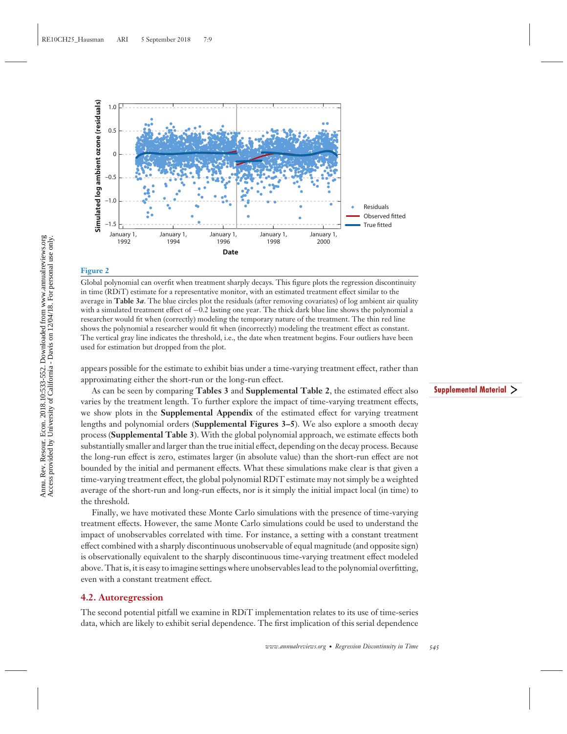**Figure 2**

Global polynomial can overfit when treatment sharply decays. This figure plots the regression discontinuity in time (RDiT) estimate for a representative monitor, with an estimated treatment effect similar to the average in **Table 3*a***. The blue circles plot the residuals (after removing covariates) of log ambient air quality with a simulated treatment effect of −0.2 lasting one year. The thick dark blue line shows the polynomial a researcher would fit when (correctly) modeling the temporary nature of the treatment. The thin red line shows the polynomial a researcher would fit when (incorrectly) modeling the treatment effect as constant. The vertical gray line indicates the threshold, i.e., the date when treatment begins. Four outliers have been used for estimation but dropped from the plot.

appears possible for the estimate to exhibit bias under a time-varying treatment effect, rather than approximating either the short-run or the long-run effect.

As can be seen by comparing **Tables 3** and **Supplemental Table 2**, the estimated effect also varies by the treatment length. To further explore the impact of time-varying treatment effects, we show plots in the **Supplemental Appendix** of the estimated effect for varying treatment lengths and polynomial orders (**Supplemental Figures 3–5**). We also explore a smooth decay process (**Supplemental Table 3**). With the global polynomial approach, we estimate effects both substantially smaller and larger than the true initial effect, depending on the decay process. Because the long-run effect is zero, estimates larger (in absolute value) than the short-run effect are not bounded by the initial and permanent effects. What these simulations make clear is that given a time-varying treatment effect, the global polynomial RDiT estimate may not simply be a weighted average of the short-run and long-run effects, nor is it simply the initial impact local (in time) to the threshold.

Finally, we have motivated these Monte Carlo simulations with the presence of time-varying treatment effects. However, the same Monte Carlo simulations could be used to understand the impact of unobservables correlated with time. For instance, a setting with a constant treatment effect combined with a sharply discontinuous unobservable of equal magnitude (and opposite sign) is observationally equivalent to the sharply discontinuous time-varying treatment effect modeled above. That is, it is easy to imagine settings where unobservables lead to the polynomial overfitting, even with a constant treatment effect.

## 4.2. Autoregression

The second potential pitfall we examine in RDiT implementation relates to its use of time-series data, which are likely to exhibit serial dependence. The first implication of this serial dependence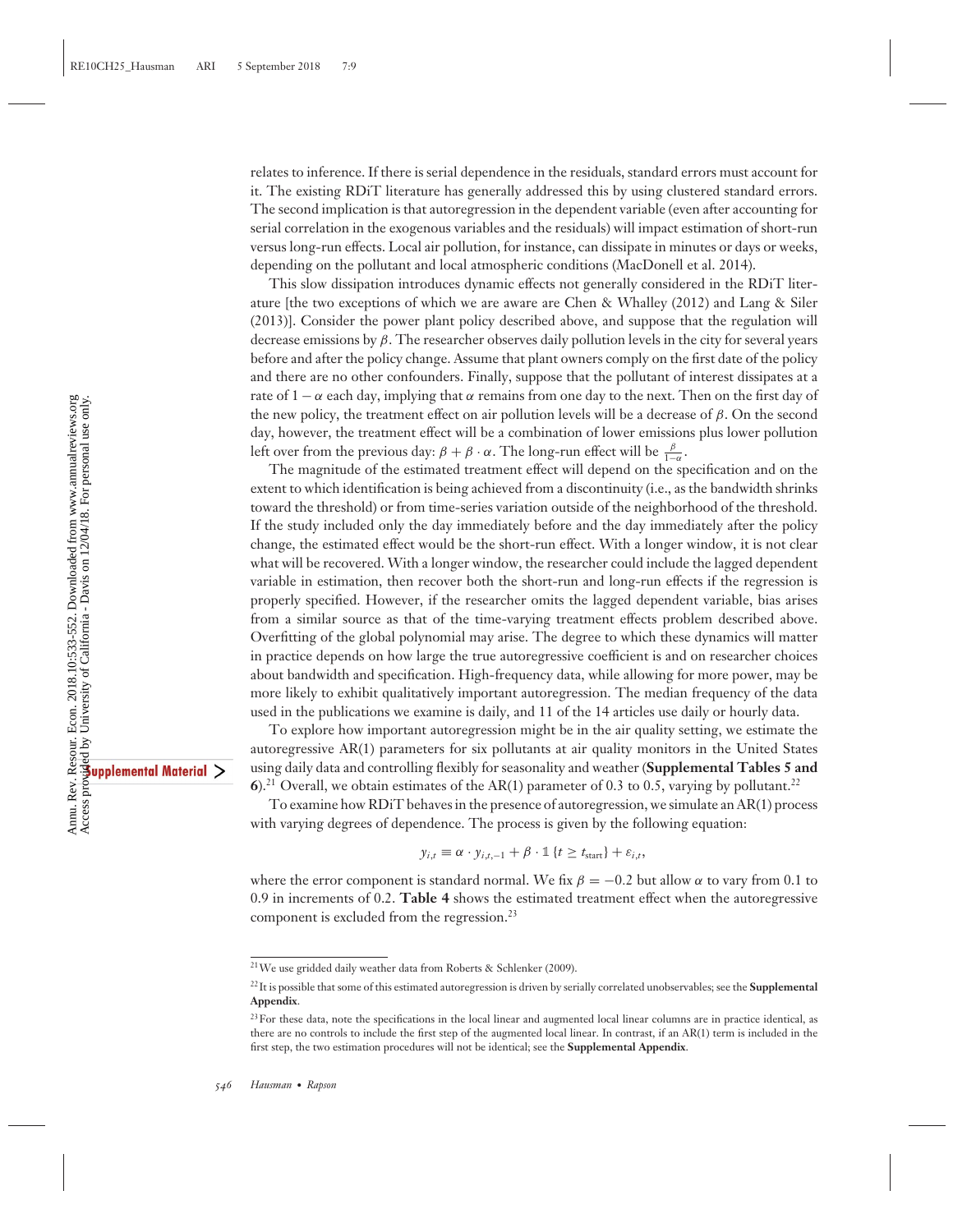relates to inference. If there is serial dependence in the residuals, standard errors must account for it. The existing RDiT literature has generally addressed this by using clustered standard errors. The second implication is that autoregression in the dependent variable (even after accounting for serial correlation in the exogenous variables and the residuals) will impact estimation of short-run versus long-run effects. Local air pollution, for instance, can dissipate in minutes or days or weeks, depending on the pollutant and local atmospheric conditions (MacDonell et al. 2014).

This slow dissipation introduces dynamic effects not generally considered in the RDiT literature [the two exceptions of which we are aware are Chen & Whalley (2012) and Lang & Siler (2013)]. Consider the power plant policy described above, and suppose that the regulation will decrease emissions by $\beta$. The researcher observes daily pollution levels in the city for several years before and after the policy change. Assume that plant owners comply on the first date of the policy and there are no other confounders. Finally, suppose that the pollutant of interest dissipates at a rate of $1 - \alpha$ each day, implying that $\alpha$ remains from one day to the next. Then on the first day of the new policy, the treatment effect on air pollution levels will be a decrease of $\beta$. On the second day, however, the treatment effect will be a combination of lower emissions plus lower pollution left over from the previous day: $\beta + \beta \cdot \alpha$. The long-run effect will be $\frac{\beta}{1-\alpha}$.

The magnitude of the estimated treatment effect will depend on the specification and on the extent to which identification is being achieved from a discontinuity (i.e., as the bandwidth shrinks toward the threshold) or from time-series variation outside of the neighborhood of the threshold. If the study included only the day immediately before and the day immediately after the policy change, the estimated effect would be the short-run effect. With a longer window, it is not clear what will be recovered. With a longer window, the researcher could include the lagged dependent variable in estimation, then recover both the short-run and long-run effects if the regression is properly specified. However, if the researcher omits the lagged dependent variable, bias arises from a similar source as that of the time-varying treatment effects problem described above. Overfitting of the global polynomial may arise. The degree to which these dynamics will matter in practice depends on how large the true autoregressive coefficient is and on researcher choices about bandwidth and specification. High-frequency data, while allowing for more power, may be more likely to exhibit qualitatively important autoregression. The median frequency of the data used in the publications we examine is daily, and 11 of the 14 articles use daily or hourly data.

To explore how important autoregression might be in the air quality setting, we estimate the autoregressive AR(1) parameters for six pollutants at air quality monitors in the United States using daily data and controlling flexibly for seasonality and weather (**Supplemental Tables 5 and 6**).[21] Overall, we obtain estimates of the AR(1) parameter of 0.3 to 0.5, varying by pollutant.[22]

To examine how RDiT behaves in the presence of autoregression, we simulate an AR(1) process with varying degrees of dependence. The process is given by the following equation:

$$y_{i,t} \equiv \alpha \cdot y_{i,t,-1} + \beta \cdot \mathbb{1}\{t \geq t_{\text{start}}\} + \varepsilon_{i,t},$$

where the error component is standard normal. We fix $\beta = -0.2$ but allow $\alpha$ to vary from 0.1 to 0.9 in increments of 0.2. **Table 4** shows the estimated treatment effect when the autoregressive component is excluded from the regression.[23]

[21] We use gridded daily weather data from Roberts & Schlenker (2009).

[22] It is possible that some of this estimated autoregression is driven by serially correlated unobservables; see the **Supplemental Appendix**.

[23] For these data, note the specifications in the local linear and augmented local linear columns are in practice identical, as there are no controls to include the first step of the augmented local linear. In contrast, if an AR(1) term is included in the first step, the two estimation procedures will not be identical; see the **Supplemental Appendix**.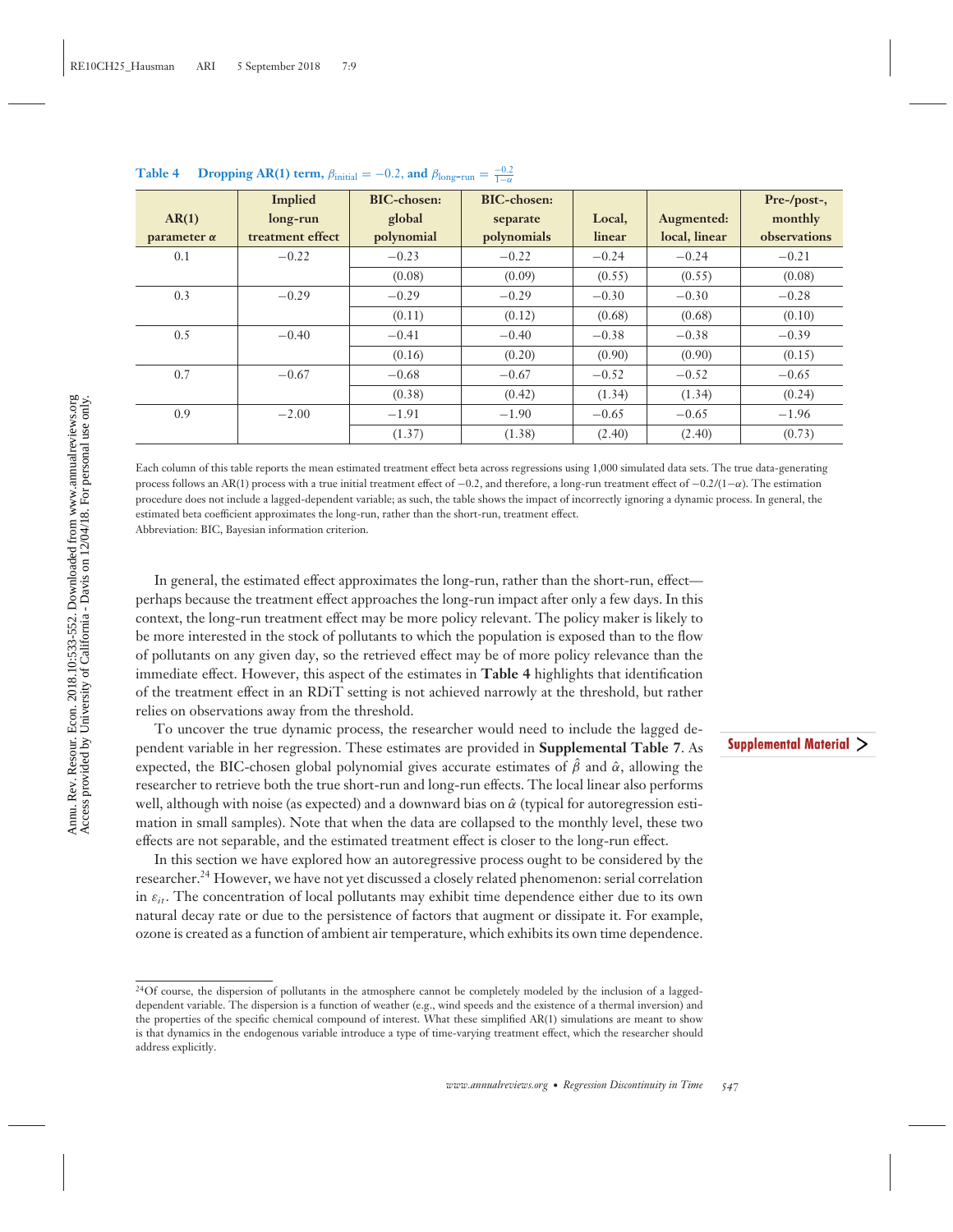**Table 4** Dropping AR(1) term, $\beta_{\text{initial}} = -0.2$, and $\beta_{\text{long-run}} = \frac{-0.2}{1-\alpha}$

| AR(1) parameter $\alpha$ | Implied long-run treatment effect | BIC-chosen: global polynomial | BIC-chosen: separate polynomials | Local, linear | Augmented: local, linear | Pre-/post-, monthly observations |
|---|---|---|---|---|---|---|
| 0.1 | −0.22 | −0.23 | −0.22 | −0.24 | −0.24 | −0.21 |
| | | (0.08) | (0.09) | (0.55) | (0.55) | (0.08) |
| 0.3 | −0.29 | −0.29 | −0.29 | −0.30 | −0.30 | −0.28 |
| | | (0.11) | (0.12) | (0.68) | (0.68) | (0.10) |
| 0.5 | −0.40 | −0.41 | −0.40 | −0.38 | −0.38 | −0.39 |
| | | (0.16) | (0.20) | (0.90) | (0.90) | (0.15) |
| 0.7 | −0.67 | −0.68 | −0.67 | −0.52 | −0.52 | −0.65 |
| | | (0.38) | (0.42) | (1.34) | (1.34) | (0.24) |
| 0.9 | −2.00 | −1.91 | −1.90 | −0.65 | −0.65 | −1.96 |
| | | (1.37) | (1.38) | (2.40) | (2.40) | (0.73) |

Each column of this table reports the mean estimated treatment effect beta across regressions using 1,000 simulated data sets. The true data-generating process follows an AR(1) process with a true initial treatment effect of −0.2, and therefore, a long-run treatment effect of $-0.2/(1-\alpha)$. The estimation procedure does not include a lagged-dependent variable; as such, the table shows the impact of incorrectly ignoring a dynamic process. In general, the estimated beta coefficient approximates the long-run, rather than the short-run, treatment effect.
Abbreviation: BIC, Bayesian information criterion.

In general, the estimated effect approximates the long-run, rather than the short-run, effect—perhaps because the treatment effect approaches the long-run impact after only a few days. In this context, the long-run treatment effect may be more policy relevant. The policy maker is likely to be more interested in the stock of pollutants to which the population is exposed than to the flow of pollutants on any given day, so the retrieved effect may be of more policy relevance than the immediate effect. However, this aspect of the estimates in **Table 4** highlights that identification of the treatment effect in an RDiT setting is not achieved narrowly at the threshold, but rather relies on observations away from the threshold.

To uncover the true dynamic process, the researcher would need to include the lagged dependent variable in her regression. These estimates are provided in **Supplemental Table 7**. As expected, the BIC-chosen global polynomial gives accurate estimates of $\hat{\beta}$ and $\hat{\alpha}$, allowing the researcher to retrieve both the true short-run and long-run effects. The local linear also performs well, although with noise (as expected) and a downward bias on $\hat{\alpha}$ (typical for autoregression estimation in small samples). Note that when the data are collapsed to the monthly level, these two effects are not separable, and the estimated treatment effect is closer to the long-run effect.

In this section we have explored how an autoregressive process ought to be considered by the researcher.[24] However, we have not yet discussed a closely related phenomenon: serial correlation in $\varepsilon_{it}$. The concentration of local pollutants may exhibit time dependence either due to its own natural decay rate or due to the persistence of factors that augment or dissipate it. For example, ozone is created as a function of ambient air temperature, which exhibits its own time dependence.

[24]Of course, the dispersion of pollutants in the atmosphere cannot be completely modeled by the inclusion of a lagged-dependent variable. The dispersion is a function of weather (e.g., wind speeds and the existence of a thermal inversion) and the properties of the specific chemical compound of interest. What these simplified AR(1) simulations are meant to show is that dynamics in the endogenous variable introduce a type of time-varying treatment effect, which the researcher should address explicitly.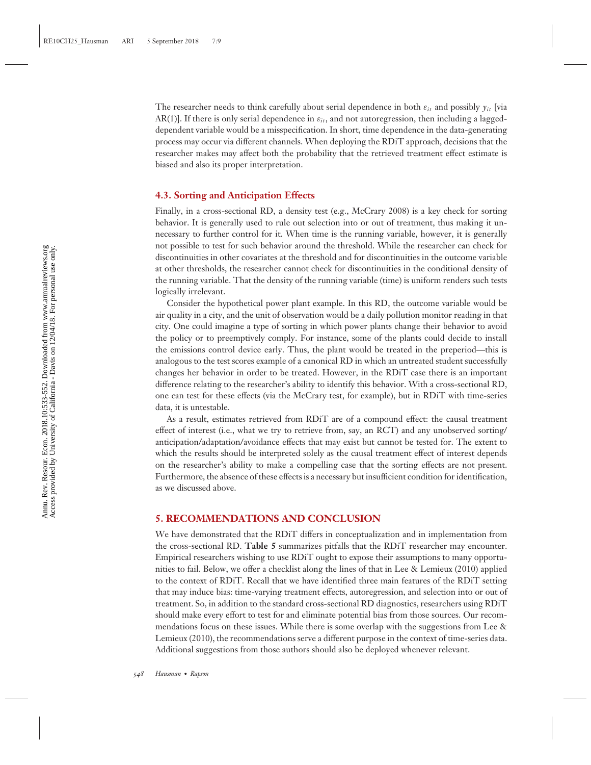The researcher needs to think carefully about serial dependence in both $\varepsilon_{it}$ and possibly $y_{it}$ [via AR(1)]. If there is only serial dependence in $\varepsilon_{it}$, and not autoregression, then including a lagged-dependent variable would be a misspecification. In short, time dependence in the data-generating process may occur via different channels. When deploying the RDiT approach, decisions that the researcher makes may affect both the probability that the retrieved treatment effect estimate is biased and also its proper interpretation.

### 4.3. Sorting and Anticipation Effects

Finally, in a cross-sectional RD, a density test (e.g., McCrary 2008) is a key check for sorting behavior. It is generally used to rule out selection into or out of treatment, thus making it unnecessary to further control for it. When time is the running variable, however, it is generally not possible to test for such behavior around the threshold. While the researcher can check for discontinuities in other covariates at the threshold and for discontinuities in the outcome variable at other thresholds, the researcher cannot check for discontinuities in the conditional density of the running variable. That the density of the running variable (time) is uniform renders such tests logically irrelevant.

Consider the hypothetical power plant example. In this RD, the outcome variable would be air quality in a city, and the unit of observation would be a daily pollution monitor reading in that city. One could imagine a type of sorting in which power plants change their behavior to avoid the policy or to preemptively comply. For instance, some of the plants could decide to install the emissions control device early. Thus, the plant would be treated in the preperiod—this is analogous to the test scores example of a canonical RD in which an untreated student successfully changes her behavior in order to be treated. However, in the RDiT case there is an important difference relating to the researcher's ability to identify this behavior. With a cross-sectional RD, one can test for these effects (via the McCrary test, for example), but in RDiT with time-series data, it is untestable.

As a result, estimates retrieved from RDiT are of a compound effect: the causal treatment effect of interest (i.e., what we try to retrieve from, say, an RCT) and any unobserved sorting/anticipation/adaptation/avoidance effects that may exist but cannot be tested for. The extent to which the results should be interpreted solely as the causal treatment effect of interest depends on the researcher's ability to make a compelling case that the sorting effects are not present. Furthermore, the absence of these effects is a necessary but insufficient condition for identification, as we discussed above.

## 5. RECOMMENDATIONS AND CONCLUSION

We have demonstrated that the RDiT differs in conceptualization and in implementation from the cross-sectional RD. **Table 5** summarizes pitfalls that the RDiT researcher may encounter. Empirical researchers wishing to use RDiT ought to expose their assumptions to many opportunities to fail. Below, we offer a checklist along the lines of that in Lee & Lemieux (2010) applied to the context of RDiT. Recall that we have identified three main features of the RDiT setting that may induce bias: time-varying treatment effects, autoregression, and selection into or out of treatment. So, in addition to the standard cross-sectional RD diagnostics, researchers using RDiT should make every effort to test for and eliminate potential bias from those sources. Our recommendations focus on these issues. While there is some overlap with the suggestions from Lee & Lemieux (2010), the recommendations serve a different purpose in the context of time-series data. Additional suggestions from those authors should also be deployed whenever relevant.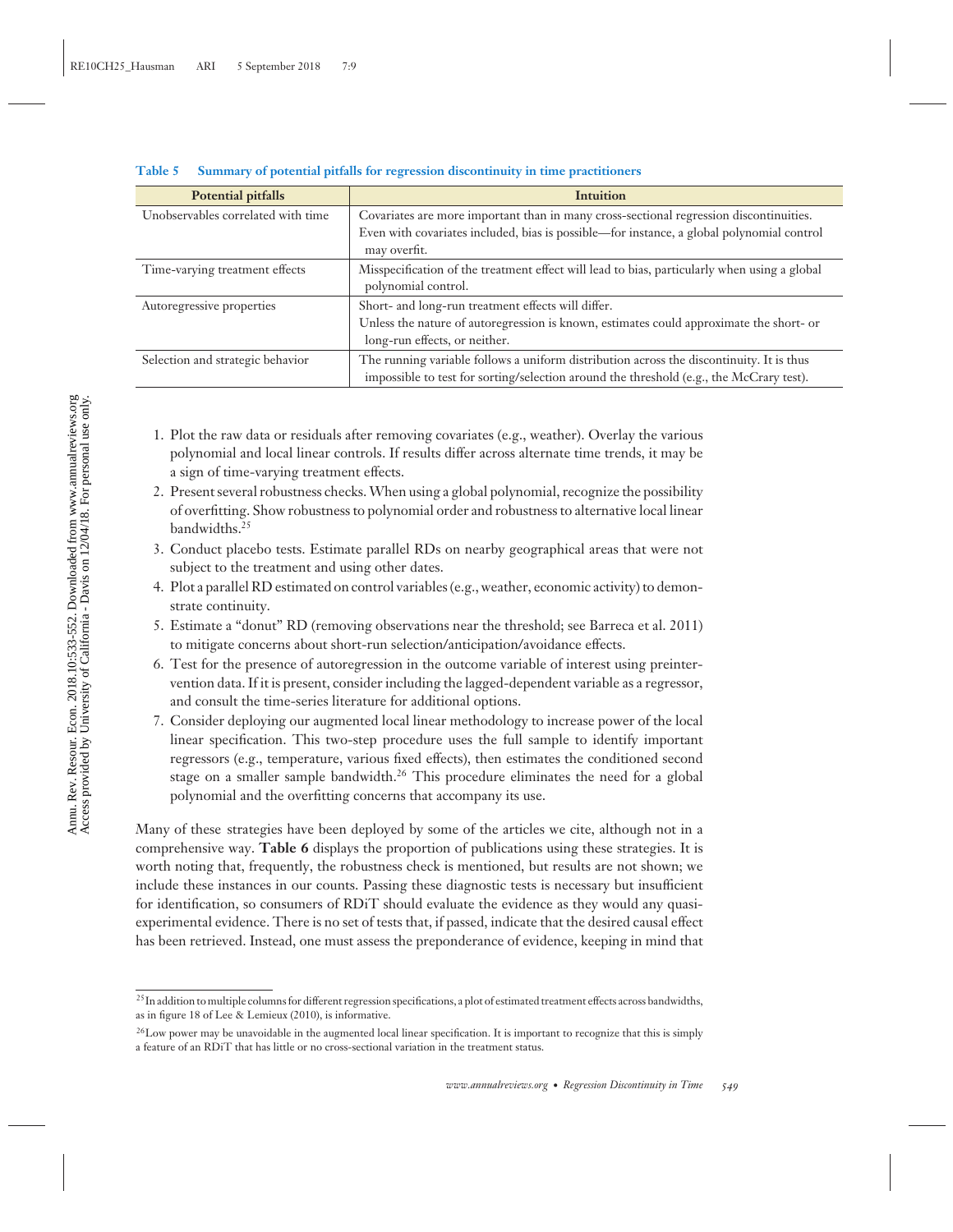**Table 5 Summary of potential pitfalls for regression discontinuity in time practitioners**

| Potential pitfalls | Intuition |
|---|---|
| Unobservables correlated with time | Covariates are more important than in many cross-sectional regression discontinuities. Even with covariates included, bias is possible—for instance, a global polynomial control may overfit. |
| Time-varying treatment effects | Misspecification of the treatment effect will lead to bias, particularly when using a global polynomial control. |
| Autoregressive properties | Short- and long-run treatment effects will differ. Unless the nature of autoregression is known, estimates could approximate the short- or long-run effects, or neither. |
| Selection and strategic behavior | The running variable follows a uniform distribution across the discontinuity. It is thus impossible to test for sorting/selection around the threshold (e.g., the McCrary test). |

1. Plot the raw data or residuals after removing covariates (e.g., weather). Overlay the various polynomial and local linear controls. If results differ across alternate time trends, it may be a sign of time-varying treatment effects.
2. Present several robustness checks. When using a global polynomial, recognize the possibility of overfitting. Show robustness to polynomial order and robustness to alternative local linear bandwidths.[25]
3. Conduct placebo tests. Estimate parallel RDs on nearby geographical areas that were not subject to the treatment and using other dates.
4. Plot a parallel RD estimated on control variables (e.g., weather, economic activity) to demonstrate continuity.
5. Estimate a "donut" RD (removing observations near the threshold; see Barreca et al. 2011) to mitigate concerns about short-run selection/anticipation/avoidance effects.
6. Test for the presence of autoregression in the outcome variable of interest using preintervention data. If it is present, consider including the lagged-dependent variable as a regressor, and consult the time-series literature for additional options.
7. Consider deploying our augmented local linear methodology to increase power of the local linear specification. This two-step procedure uses the full sample to identify important regressors (e.g., temperature, various fixed effects), then estimates the conditioned second stage on a smaller sample bandwidth.[26] This procedure eliminates the need for a global polynomial and the overfitting concerns that accompany its use.

Many of these strategies have been deployed by some of the articles we cite, although not in a comprehensive way. **Table 6** displays the proportion of publications using these strategies. It is worth noting that, frequently, the robustness check is mentioned, but results are not shown; we include these instances in our counts. Passing these diagnostic tests is necessary but insufficient for identification, so consumers of RDiT should evaluate the evidence as they would any quasi-experimental evidence. There is no set of tests that, if passed, indicate that the desired causal effect has been retrieved. Instead, one must assess the preponderance of evidence, keeping in mind that

[25] In addition to multiple columns for different regression specifications, a plot of estimated treatment effects across bandwidths, as in figure 18 of Lee & Lemieux (2010), is informative.

[26] Low power may be unavoidable in the augmented local linear specification. It is important to recognize that this is simply a feature of an RDiT that has little or no cross-sectional variation in the treatment status.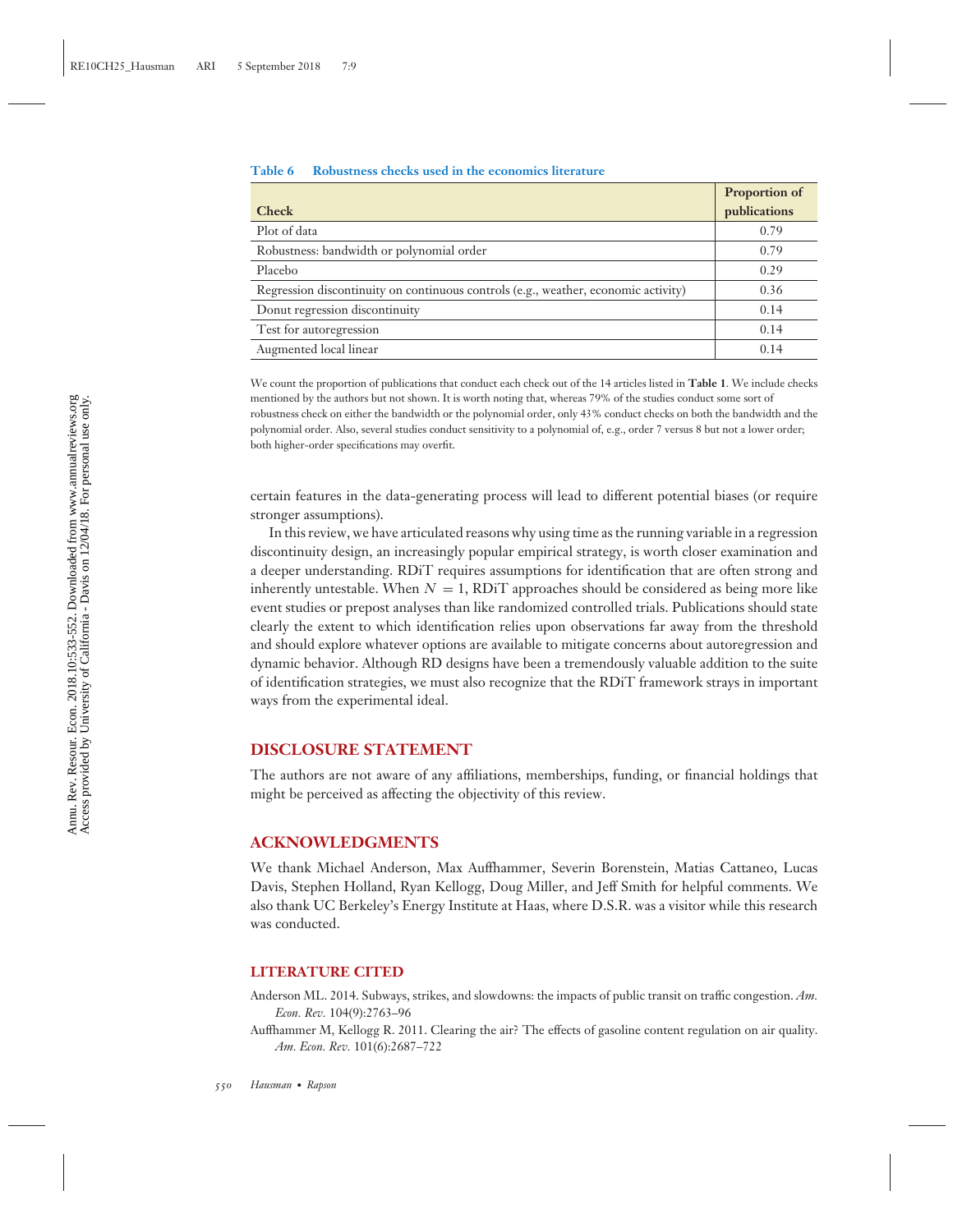**Table 6 Robustness checks used in the economics literature**

| Check | Proportion of publications |
|---|---|
| Plot of data | 0.79 |
| Robustness: bandwidth or polynomial order | 0.79 |
| Placebo | 0.29 |
| Regression discontinuity on continuous controls (e.g., weather, economic activity) | 0.36 |
| Donut regression discontinuity | 0.14 |
| Test for autoregression | 0.14 |
| Augmented local linear | 0.14 |

We count the proportion of publications that conduct each check out of the 14 articles listed in **Table 1**. We include checks mentioned by the authors but not shown. It is worth noting that, whereas 79% of the studies conduct some sort of robustness check on either the bandwidth or the polynomial order, only 43% conduct checks on both the bandwidth and the polynomial order. Also, several studies conduct sensitivity to a polynomial of, e.g., order 7 versus 8 but not a lower order; both higher-order specifications may overfit.

certain features in the data-generating process will lead to different potential biases (or require stronger assumptions).

In this review, we have articulated reasons why using time as the running variable in a regression discontinuity design, an increasingly popular empirical strategy, is worth closer examination and a deeper understanding. RDiT requires assumptions for identification that are often strong and inherently untestable. When $N = 1$, RDiT approaches should be considered as being more like event studies or prepost analyses than like randomized controlled trials. Publications should state clearly the extent to which identification relies upon observations far away from the threshold and should explore whatever options are available to mitigate concerns about autoregression and dynamic behavior. Although RD designs have been a tremendously valuable addition to the suite of identification strategies, we must also recognize that the RDiT framework strays in important ways from the experimental ideal.

## DISCLOSURE STATEMENT

The authors are not aware of any affiliations, memberships, funding, or financial holdings that might be perceived as affecting the objectivity of this review.

## ACKNOWLEDGMENTS

We thank Michael Anderson, Max Auffhammer, Severin Borenstein, Matias Cattaneo, Lucas Davis, Stephen Holland, Ryan Kellogg, Doug Miller, and Jeff Smith for helpful comments. We also thank UC Berkeley's Energy Institute at Haas, where D.S.R. was a visitor while this research was conducted.

## LITERATURE CITED

Anderson ML. 2014. Subways, strikes, and slowdowns: the impacts of public transit on traffic congestion. *Am. Econ. Rev.* 104(9):2763–96

Auffhammer M, Kellogg R. 2011. Clearing the air? The effects of gasoline content regulation on air quality. *Am. Econ. Rev.* 101(6):2687–722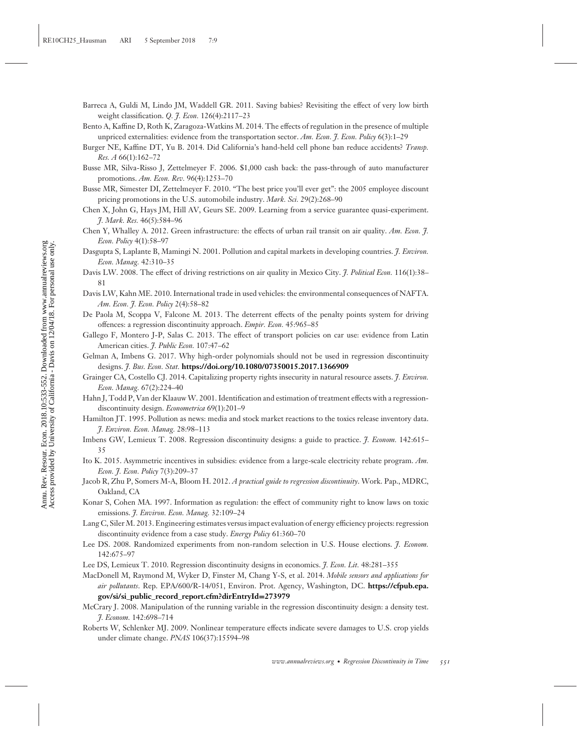Barreca A, Guldi M, Lindo JM, Waddell GR. 2011. Saving babies? Revisiting the effect of very low birth weight classification. *Q. J. Econ.* 126(4):2117–23

Bento A, Kaffine D, Roth K, Zaragoza-Watkins M. 2014. The effects of regulation in the presence of multiple unpriced externalities: evidence from the transportation sector. *Am. Econ. J. Econ. Policy* 6(3):1–29

Burger NE, Kaffine DT, Yu B. 2014. Did California's hand-held cell phone ban reduce accidents? *Transp. Res. A* 66(1):162–72

Busse MR, Silva-Risso J, Zettelmeyer F. 2006. $1,000 cash back: the pass-through of auto manufacturer promotions. *Am. Econ. Rev.* 96(4):1253–70

Busse MR, Simester DI, Zettelmeyer F. 2010. "The best price you'll ever get": the 2005 employee discount pricing promotions in the U.S. automobile industry. *Mark. Sci.* 29(2):268–90

Chen X, John G, Hays JM, Hill AV, Geurs SE. 2009. Learning from a service guarantee quasi-experiment. *J. Mark. Res.* 46(5):584–96

Chen Y, Whalley A. 2012. Green infrastructure: the effects of urban rail transit on air quality. *Am. Econ. J. Econ. Policy* 4(1):58–97

Dasgupta S, Laplante B, Mamingi N. 2001. Pollution and capital markets in developing countries. *J. Environ. Econ. Manag.* 42:310–35

Davis LW. 2008. The effect of driving restrictions on air quality in Mexico City. *J. Political Econ.* 116(1):38–81

Davis LW, Kahn ME. 2010. International trade in used vehicles: the environmental consequences of NAFTA. *Am. Econ. J. Econ. Policy* 2(4):58–82

De Paola M, Scoppa V, Falcone M. 2013. The deterrent effects of the penalty points system for driving offences: a regression discontinuity approach. *Empir. Econ.* 45:965–85

Gallego F, Montero J-P, Salas C. 2013. The effect of transport policies on car use: evidence from Latin American cities. *J. Public Econ.* 107:47–62

Gelman A, Imbens G. 2017. Why high-order polynomials should not be used in regression discontinuity designs. *J. Bus. Econ. Stat.* **https://doi.org/10.1080/07350015.2017.1366909**

Grainger CA, Costello CJ. 2014. Capitalizing property rights insecurity in natural resource assets. *J. Environ. Econ. Manag.* 67(2):224–40

Hahn J, Todd P, Van der Klaauw W. 2001. Identification and estimation of treatment effects with a regression-discontinuity design. *Econometrica* 69(1):201–9

Hamilton JT. 1995. Pollution as news: media and stock market reactions to the toxics release inventory data. *J. Environ. Econ. Manag.* 28:98–113

Imbens GW, Lemieux T. 2008. Regression discontinuity designs: a guide to practice. *J. Econom.* 142:615–35

Ito K. 2015. Asymmetric incentives in subsidies: evidence from a large-scale electricity rebate program. *Am. Econ. J. Econ. Policy* 7(3):209–37

Jacob R, Zhu P, Somers M-A, Bloom H. 2012. *A practical guide to regression discontinuity*. Work. Pap., MDRC, Oakland, CA

Konar S, Cohen MA. 1997. Information as regulation: the effect of community right to know laws on toxic emissions. *J. Environ. Econ. Manag.* 32:109–24

Lang C, Siler M. 2013. Engineering estimates versus impact evaluation of energy efficiency projects: regression discontinuity evidence from a case study. *Energy Policy* 61:360–70

Lee DS. 2008. Randomized experiments from non-random selection in U.S. House elections. *J. Econom.* 142:675–97

Lee DS, Lemieux T. 2010. Regression discontinuity designs in economics. *J. Econ. Lit.* 48:281–355

MacDonell M, Raymond M, Wyker D, Finster M, Chang Y-S, et al. 2014. *Mobile sensors and applications for air pollutants*. Rep. EPA/600/R-14/051, Environ. Prot. Agency, Washington, DC. **https://cfpub.epa.gov/si/si_public_record_report.cfm?dirEntryId=273979**

McCrary J. 2008. Manipulation of the running variable in the regression discontinuity design: a density test. *J. Econom.* 142:698–714

Roberts W, Schlenker MJ. 2009. Nonlinear temperature effects indicate severe damages to U.S. crop yields under climate change. *PNAS* 106(37):15594–98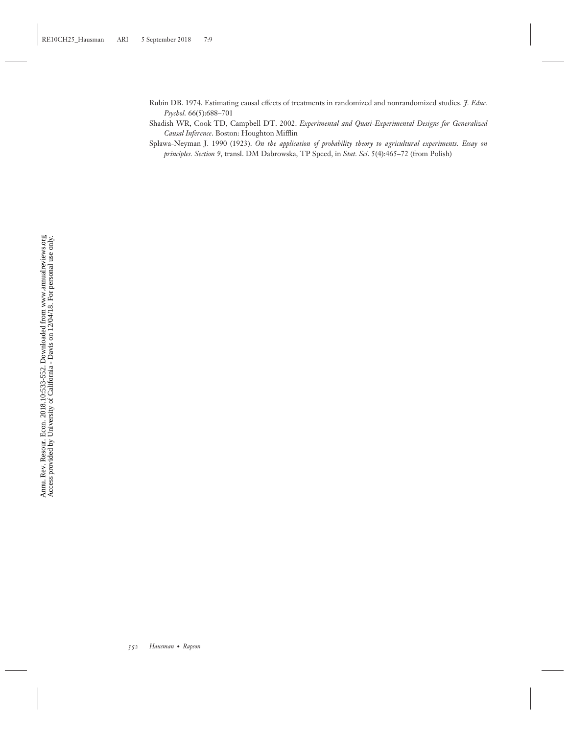Rubin DB. 1974. Estimating causal effects of treatments in randomized and nonrandomized studies. *J. Educ. Psychol.* 66(5):688–701

Shadish WR, Cook TD, Campbell DT. 2002. *Experimental and Quasi-Experimental Designs for Generalized Causal Inference*. Boston: Houghton Mifflin

Splawa-Neyman J. 1990 (1923). *On the application of probability theory to agricultural experiments. Essay on principles. Section 9*, transl. DM Dabrowska, TP Speed, in *Stat. Sci*. 5(4):465–72 (from Polish)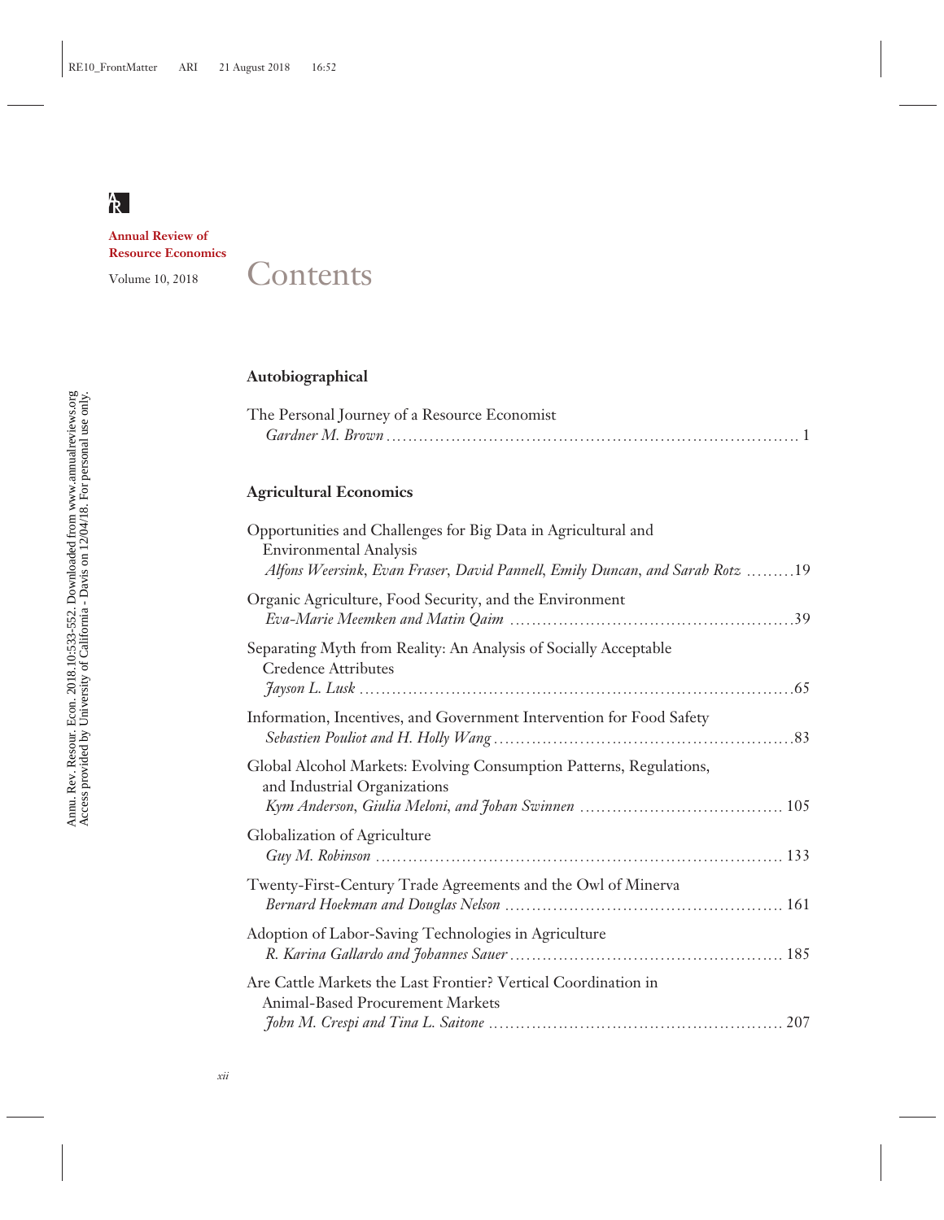**Annual Review of Resource Economics**

Volume 10, 2018

# Contents

## Autobiographical

The Personal Journey of a Resource Economist
*Gardner M. Brown* . . . . . . . . . . . . . . . . . . . . . . . . . . . . . . . . . . . . . . . . . . . . . . . . . . . . . . . . . . . 1

## Agricultural Economics

Opportunities and Challenges for Big Data in Agricultural and Environmental Analysis
*Alfons Weersink, Evan Fraser, David Pannell, Emily Duncan, and Sarah Rotz* . . . . . . . . .19

Organic Agriculture, Food Security, and the Environment
*Eva-Marie Meemken and Matin Qaim* . . . . . . . . . . . . . . . . . . . . . . . . . . . . . . . . . . . . . . . . .39

Separating Myth from Reality: An Analysis of Socially Acceptable Credence Attributes
*Jayson L. Lusk* . . . . . . . . . . . . . . . . . . . . . . . . . . . . . . . . . . . . . . . . . . . . . . . . . . . . . . . . . . . .65

Information, Incentives, and Government Intervention for Food Safety
*Sebastien Pouliot and H. Holly Wang* . . . . . . . . . . . . . . . . . . . . . . . . . . . . . . . . . . . . . . . . .83

Global Alcohol Markets: Evolving Consumption Patterns, Regulations, and Industrial Organizations
*Kym Anderson, Giulia Meloni, and Johan Swinnen* . . . . . . . . . . . . . . . . . . . . . . . . . . . . . . 105

Globalization of Agriculture
*Guy M. Robinson* . . . . . . . . . . . . . . . . . . . . . . . . . . . . . . . . . . . . . . . . . . . . . . . . . . . . . . . . 133

Twenty-First-Century Trade Agreements and the Owl of Minerva
*Bernard Hoekman and Douglas Nelson* . . . . . . . . . . . . . . . . . . . . . . . . . . . . . . . . . . . . . . . 161

Adoption of Labor-Saving Technologies in Agriculture
*R. Karina Gallardo and Johannes Sauer* . . . . . . . . . . . . . . . . . . . . . . . . . . . . . . . . . . . . . . 185

Are Cattle Markets the Last Frontier? Vertical Coordination in Animal-Based Procurement Markets
*John M. Crespi and Tina L. Saitone* . . . . . . . . . . . . . . . . . . . . . . . . . . . . . . . . . . . . . . . . . . 207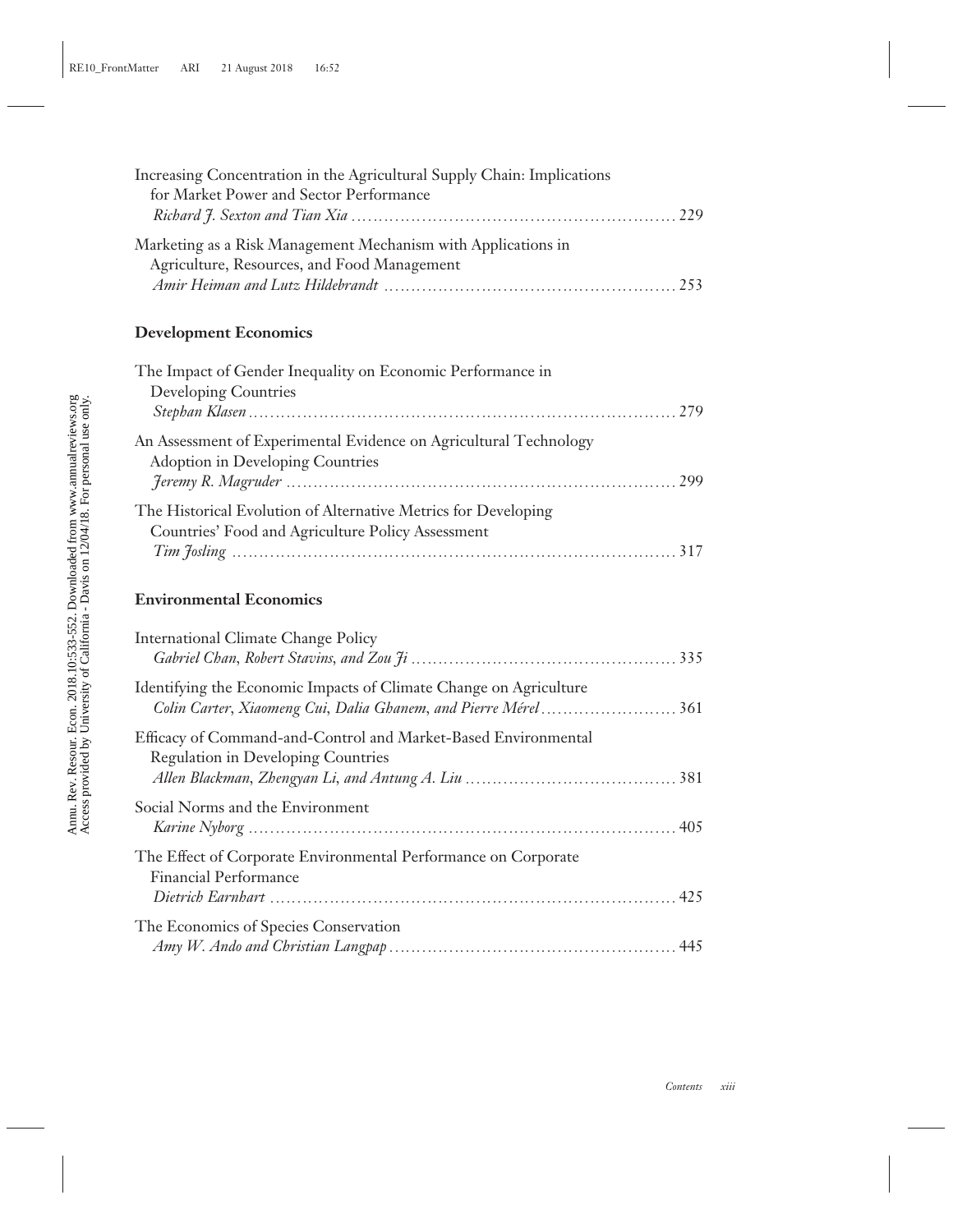Increasing Concentration in the Agricultural Supply Chain: Implications for Market Power and Sector Performance
*Richard J. Sexton and Tian Xia* ........................................................ 229

Marketing as a Risk Management Mechanism with Applications in Agriculture, Resources, and Food Management
*Amir Heiman and Lutz Hildebrandt* ................................................. 253

**Development Economics**

The Impact of Gender Inequality on Economic Performance in Developing Countries
*Stephan Klasen* ............................................................................ 279

An Assessment of Experimental Evidence on Agricultural Technology Adoption in Developing Countries
*Jeremy R. Magruder* ...................................................................... 299

The Historical Evolution of Alternative Metrics for Developing Countries' Food and Agriculture Policy Assessment
*Tim Josling* ................................................................................ 317

**Environmental Economics**

International Climate Change Policy
*Gabriel Chan, Robert Stavins, and Zou Ji* ............................................ 335

Identifying the Economic Impacts of Climate Change on Agriculture
*Colin Carter, Xiaomeng Cui, Dalia Ghanem, and Pierre Mérel* ...................... 361

Efficacy of Command-and-Control and Market-Based Environmental Regulation in Developing Countries
*Allen Blackman, Zhengyan Li, and Antung A. Liu* .................................... 381

Social Norms and the Environment
*Karine Nyborg* ............................................................................ 405

The Effect of Corporate Environmental Performance on Corporate Financial Performance
*Dietrich Earnhart* ........................................................................ 425

The Economics of Species Conservation
*Amy W. Ando and Christian Langpap* ................................................... 445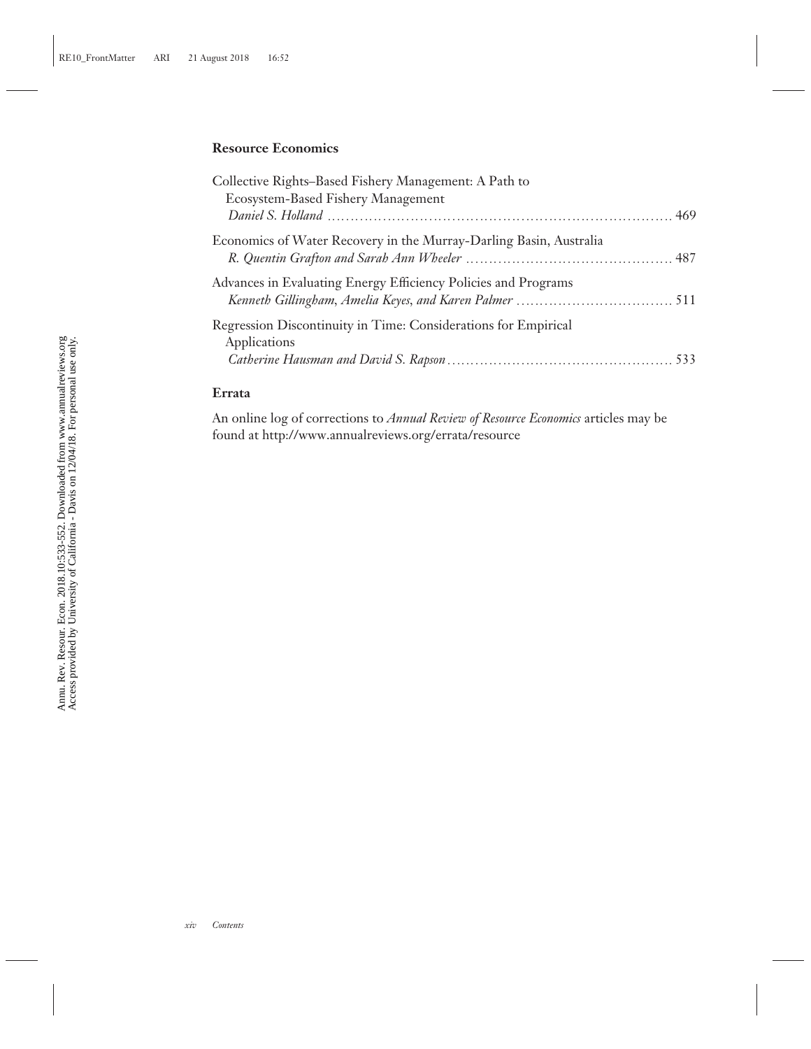## Resource Economics

Collective Rights–Based Fishery Management: A Path to Ecosystem-Based Fishery Management
*Daniel S. Holland* .......... 469

Economics of Water Recovery in the Murray-Darling Basin, Australia
*R. Quentin Grafton and Sarah Ann Wheeler* .......... 487

Advances in Evaluating Energy Efficiency Policies and Programs
*Kenneth Gillingham, Amelia Keyes, and Karen Palmer* .......... 511

Regression Discontinuity in Time: Considerations for Empirical Applications
*Catherine Hausman and David S. Rapson* .......... 533

## Errata

An online log of corrections to *Annual Review of Resource Economics* articles may be found at http://www.annualreviews.org/errata/resource